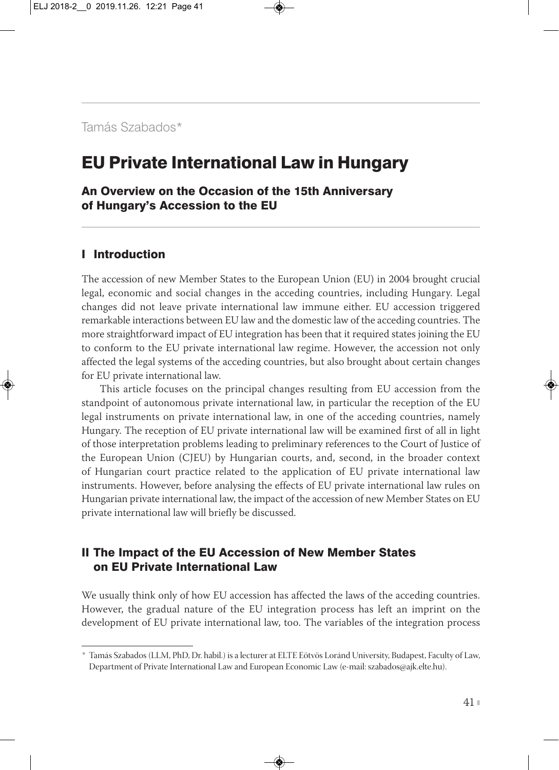Tamás Szabados*

# EU Private International Law in Hungary

### An Overview on the Occasion of the 15th Anniversary of Hungary's Accession to the EU

## I Introduction

The accession of new Member States to the European Union (EU) in 2004 brought crucial legal, economic and social changes in the acceding countries, including Hungary. Legal changes did not leave private international law immune either. EU accession triggered remarkable interactions between EU law and the domestic law of the acceding countries. The more straightforward impact of EU integration has been that it required states joining the EU to conform to the EU private international law regime. However, the accession not only affected the legal systems of the acceding countries, but also brought about certain changes for EU private international law.

This article focuses on the principal changes resulting from EU accession from the standpoint of autonomous private international law, in particular the reception of the EU legal instruments on private international law, in one of the acceding countries, namely Hungary. The reception of EU private international law will be examined first of all in light of those interpretation problems leading to preliminary references to the Court of Justice of the European Union (CJEU) by Hungarian courts, and, second, in the broader context of Hungarian court practice related to the application of EU private international law instruments. However, before analysing the effects of EU private international law rules on Hungarian private international law, the impact of the accession of new Member States on EU private international law will briefly be discussed.

## II The Impact of the EU Accession of New Member States on EU Private International Law

We usually think only of how EU accession has affected the laws of the acceding countries. However, the gradual nature of the EU integration process has left an imprint on the development of EU private international law, too. The variables of the integration process

---

* Tamás Szabados (LLM, PhD, Dr. habil.) is a lecturer at ELTE Eötvös Loránd University, Budapest, Faculty of Law, Department of Private International Law and European Economic Law (e-mail: szabados@ajk.elte.hu).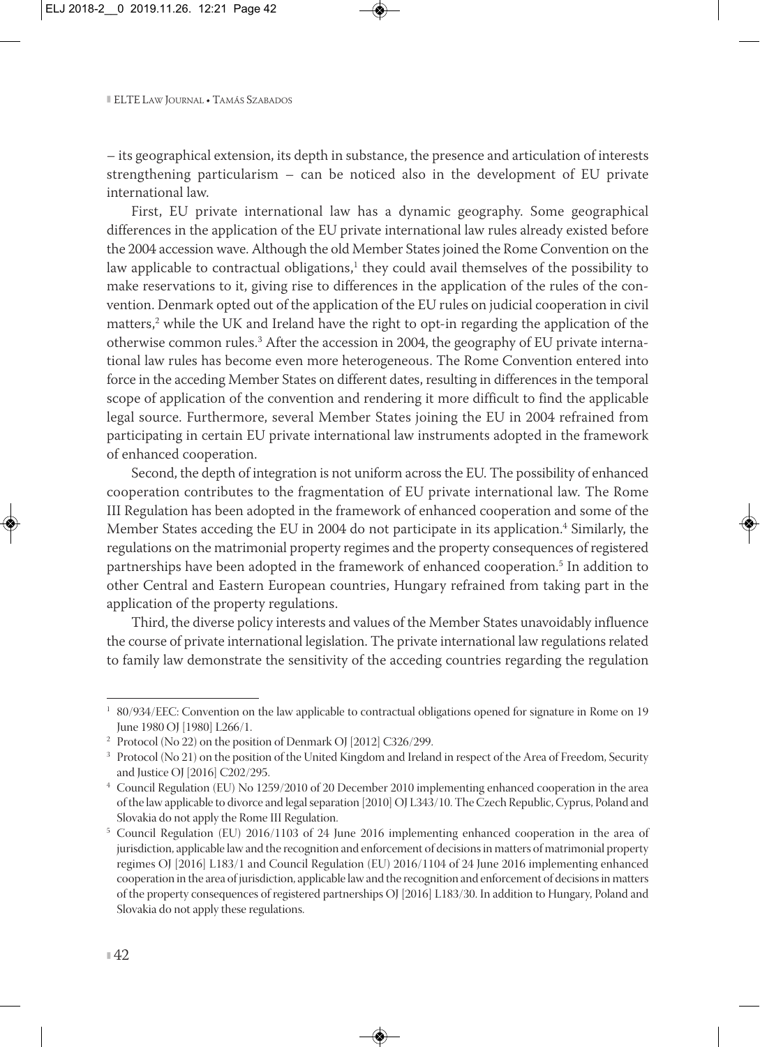– its geographical extension, its depth in substance, the presence and articulation of interests strengthening particularism – can be noticed also in the development of EU private international law.

First, EU private international law has a dynamic geography. Some geographical differences in the application of the EU private international law rules already existed before the 2004 accession wave. Although the old Member States joined the Rome Convention on the law applicable to contractual obligations,[1] they could avail themselves of the possibility to make reservations to it, giving rise to differences in the application of the rules of the convention. Denmark opted out of the application of the EU rules on judicial cooperation in civil matters,[2] while the UK and Ireland have the right to opt-in regarding the application of the otherwise common rules.[3] After the accession in 2004, the geography of EU private international law rules has become even more heterogeneous. The Rome Convention entered into force in the acceding Member States on different dates, resulting in differences in the temporal scope of application of the convention and rendering it more difficult to find the applicable legal source. Furthermore, several Member States joining the EU in 2004 refrained from participating in certain EU private international law instruments adopted in the framework of enhanced cooperation.

Second, the depth of integration is not uniform across the EU. The possibility of enhanced cooperation contributes to the fragmentation of EU private international law. The Rome III Regulation has been adopted in the framework of enhanced cooperation and some of the Member States acceding the EU in 2004 do not participate in its application.[4] Similarly, the regulations on the matrimonial property regimes and the property consequences of registered partnerships have been adopted in the framework of enhanced cooperation.[5] In addition to other Central and Eastern European countries, Hungary refrained from taking part in the application of the property regulations.

Third, the diverse policy interests and values of the Member States unavoidably influence the course of private international legislation. The private international law regulations related to family law demonstrate the sensitivity of the acceding countries regarding the regulation

---

[1] 80/934/EEC: Convention on the law applicable to contractual obligations opened for signature in Rome on 19 June 1980 OJ [1980] L266/1.

[2] Protocol (No 22) on the position of Denmark OJ [2012] C326/299.

[3] Protocol (No 21) on the position of the United Kingdom and Ireland in respect of the Area of Freedom, Security and Justice OJ [2016] C202/295.

[4] Council Regulation (EU) No 1259/2010 of 20 December 2010 implementing enhanced cooperation in the area of the law applicable to divorce and legal separation [2010] OJ L343/10. The Czech Republic, Cyprus, Poland and Slovakia do not apply the Rome III Regulation.

[5] Council Regulation (EU) 2016/1103 of 24 June 2016 implementing enhanced cooperation in the area of jurisdiction, applicable law and the recognition and enforcement of decisions in matters of matrimonial property regimes OJ [2016] L183/1 and Council Regulation (EU) 2016/1104 of 24 June 2016 implementing enhanced cooperation in the area of jurisdiction, applicable law and the recognition and enforcement of decisions in matters of the property consequences of registered partnerships OJ [2016] L183/30. In addition to Hungary, Poland and Slovakia do not apply these regulations.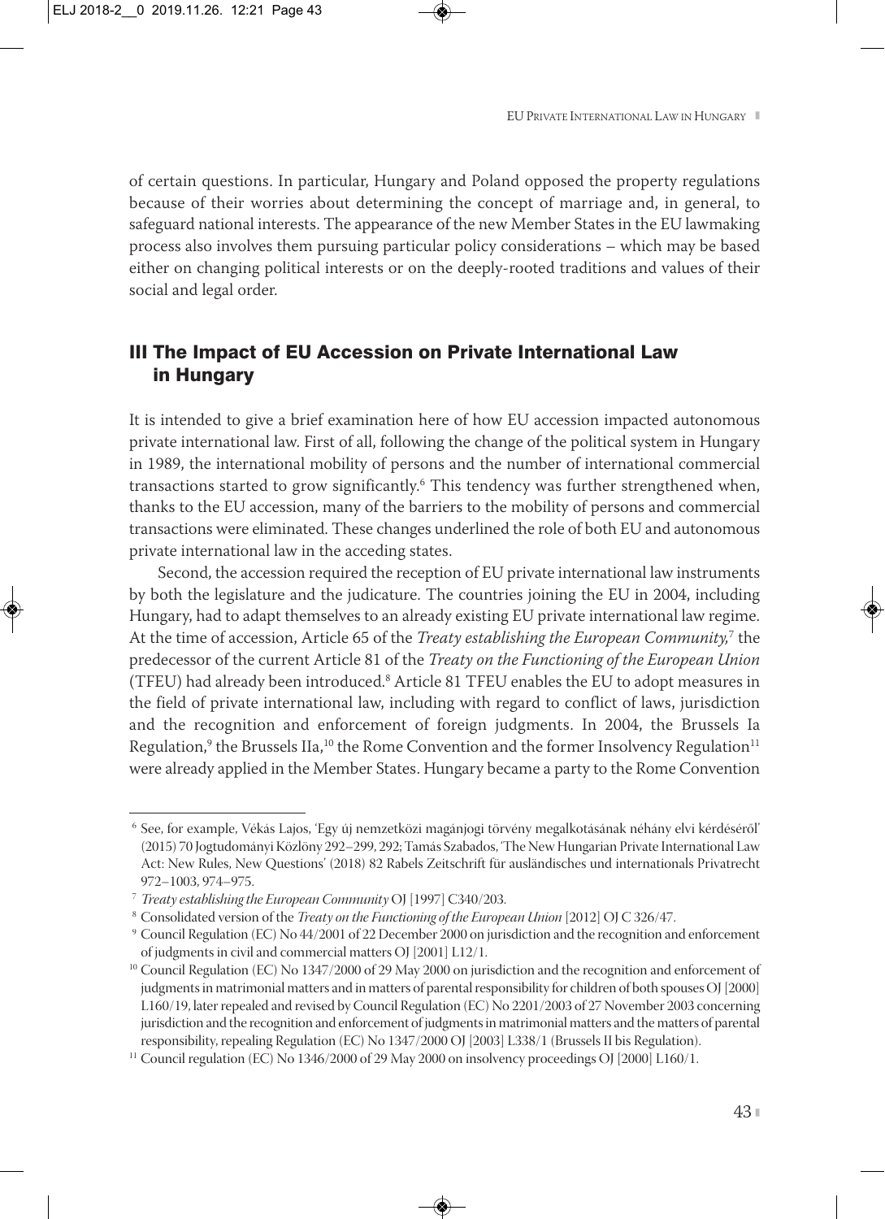of certain questions. In particular, Hungary and Poland opposed the property regulations because of their worries about determining the concept of marriage and, in general, to safeguard national interests. The appearance of the new Member States in the EU lawmaking process also involves them pursuing particular policy considerations – which may be based either on changing political interests or on the deeply-rooted traditions and values of their social and legal order.

## III The Impact of EU Accession on Private International Law in Hungary

It is intended to give a brief examination here of how EU accession impacted autonomous private international law. First of all, following the change of the political system in Hungary in 1989, the international mobility of persons and the number of international commercial transactions started to grow significantly.[6] This tendency was further strengthened when, thanks to the EU accession, many of the barriers to the mobility of persons and commercial transactions were eliminated. These changes underlined the role of both EU and autonomous private international law in the acceding states.

Second, the accession required the reception of EU private international law instruments by both the legislature and the judicature. The countries joining the EU in 2004, including Hungary, had to adapt themselves to an already existing EU private international law regime. At the time of accession, Article 65 of the *Treaty establishing the European Community,*[7] the predecessor of the current Article 81 of the *Treaty on the Functioning of the European Union* (TFEU) had already been introduced.[8] Article 81 TFEU enables the EU to adopt measures in the field of private international law, including with regard to conflict of laws, jurisdiction and the recognition and enforcement of foreign judgments. In 2004, the Brussels Ia Regulation,[9] the Brussels IIa,[10] the Rome Convention and the former Insolvency Regulation[11] were already applied in the Member States. Hungary became a party to the Rome Convention

---

[6] See, for example, Vékás Lajos, 'Egy új nemzetközi magánjogi törvény megalkotásának néhány elvi kérdéséről' (2015) 70 Jogtudományi Közlöny 292–299, 292; Tamás Szabados, 'The New Hungarian Private International Law Act: New Rules, New Questions' (2018) 82 Rabels Zeitschrift für ausländisches und internationals Privatrecht 972–1003, 974–975.

[7] *Treaty establishing the European Community* OJ [1997] C340/203.

[8] Consolidated version of the *Treaty on the Functioning of the European Union* [2012] OJ C 326/47.

[9] Council Regulation (EC) No 44/2001 of 22 December 2000 on jurisdiction and the recognition and enforcement of judgments in civil and commercial matters OJ [2001] L12/1.

[10] Council Regulation (EC) No 1347/2000 of 29 May 2000 on jurisdiction and the recognition and enforcement of judgments in matrimonial matters and in matters of parental responsibility for children of both spouses OJ [2000] L160/19, later repealed and revised by Council Regulation (EC) No 2201/2003 of 27 November 2003 concerning jurisdiction and the recognition and enforcement of judgments in matrimonial matters and the matters of parental responsibility, repealing Regulation (EC) No 1347/2000 OJ [2003] L338/1 (Brussels II bis Regulation).

[11] Council regulation (EC) No 1346/2000 of 29 May 2000 on insolvency proceedings OJ [2000] L160/1.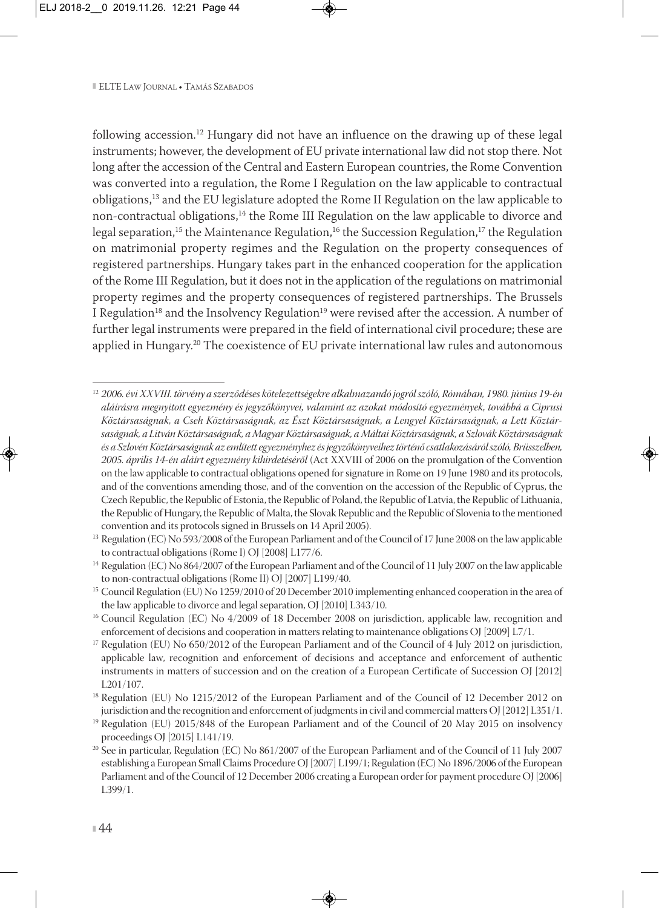following accession.[12] Hungary did not have an influence on the drawing up of these legal instruments; however, the development of EU private international law did not stop there. Not long after the accession of the Central and Eastern European countries, the Rome Convention was converted into a regulation, the Rome I Regulation on the law applicable to contractual obligations,[13] and the EU legislature adopted the Rome II Regulation on the law applicable to non-contractual obligations,[14] the Rome III Regulation on the law applicable to divorce and legal separation,[15] the Maintenance Regulation,[16] the Succession Regulation,[17] the Regulation on matrimonial property regimes and the Regulation on the property consequences of registered partnerships. Hungary takes part in the enhanced cooperation for the application of the Rome III Regulation, but it does not in the application of the regulations on matrimonial property regimes and the property consequences of registered partnerships. The Brussels I Regulation[18] and the Insolvency Regulation[19] were revised after the accession. A number of further legal instruments were prepared in the field of international civil procedure; these are applied in Hungary.[20] The coexistence of EU private international law rules and autonomous

---

[12] *2006. évi XXVIII. törvény a szerződéses kötelezettségekre alkalmazandó jogról szóló, Rómában, 1980. június 19-én aláírásra megnyitott egyezmény és jegyzőkönyvei, valamint az azokat módosító egyezmények, továbbá a Ciprusi Köztársaságnak, a Cseh Köztársaságnak, az Észt Köztársaságnak, a Lengyel Köztársaságnak, a Lett Köztársaságnak, a Litván Köztársaságnak, a Magyar Köztársaságnak, a Máltai Köztársaságnak, a Szlovák Köztársaságnak és a Szlovén Köztársaságnak az említett egyezményhez és jegyzőkönyveihez történő csatlakozásáról szóló, Brüsszelben, 2005. április 14-én aláírt egyezmény kihirdetéséről* (Act XXVIII of 2006 on the promulgation of the Convention on the law applicable to contractual obligations opened for signature in Rome on 19 June 1980 and its protocols, and of the conventions amending those, and of the convention on the accession of the Republic of Cyprus, the Czech Republic, the Republic of Estonia, the Republic of Poland, the Republic of Latvia, the Republic of Lithuania, the Republic of Hungary, the Republic of Malta, the Slovak Republic and the Republic of Slovenia to the mentioned convention and its protocols signed in Brussels on 14 April 2005).

[13] Regulation (EC) No 593/2008 of the European Parliament and of the Council of 17 June 2008 on the law applicable to contractual obligations (Rome I) OJ [2008] L177/6.

[14] Regulation (EC) No 864/2007 of the European Parliament and of the Council of 11 July 2007 on the law applicable to non-contractual obligations (Rome II) OJ [2007] L199/40.

[15] Council Regulation (EU) No 1259/2010 of 20 December 2010 implementing enhanced cooperation in the area of the law applicable to divorce and legal separation, OJ [2010] L343/10.

[16] Council Regulation (EC) No 4/2009 of 18 December 2008 on jurisdiction, applicable law, recognition and enforcement of decisions and cooperation in matters relating to maintenance obligations OJ [2009] L7/1.

[17] Regulation (EU) No 650/2012 of the European Parliament and of the Council of 4 July 2012 on jurisdiction, applicable law, recognition and enforcement of decisions and acceptance and enforcement of authentic instruments in matters of succession and on the creation of a European Certificate of Succession OJ [2012] L201/107.

[18] Regulation (EU) No 1215/2012 of the European Parliament and of the Council of 12 December 2012 on jurisdiction and the recognition and enforcement of judgments in civil and commercial matters OJ [2012] L351/1.

[19] Regulation (EU) 2015/848 of the European Parliament and of the Council of 20 May 2015 on insolvency proceedings OJ [2015] L141/19.

[20] See in particular, Regulation (EC) No 861/2007 of the European Parliament and of the Council of 11 July 2007 establishing a European Small Claims Procedure OJ [2007] L199/1; Regulation (EC) No 1896/2006 of the European Parliament and of the Council of 12 December 2006 creating a European order for payment procedure OJ [2006] L399/1.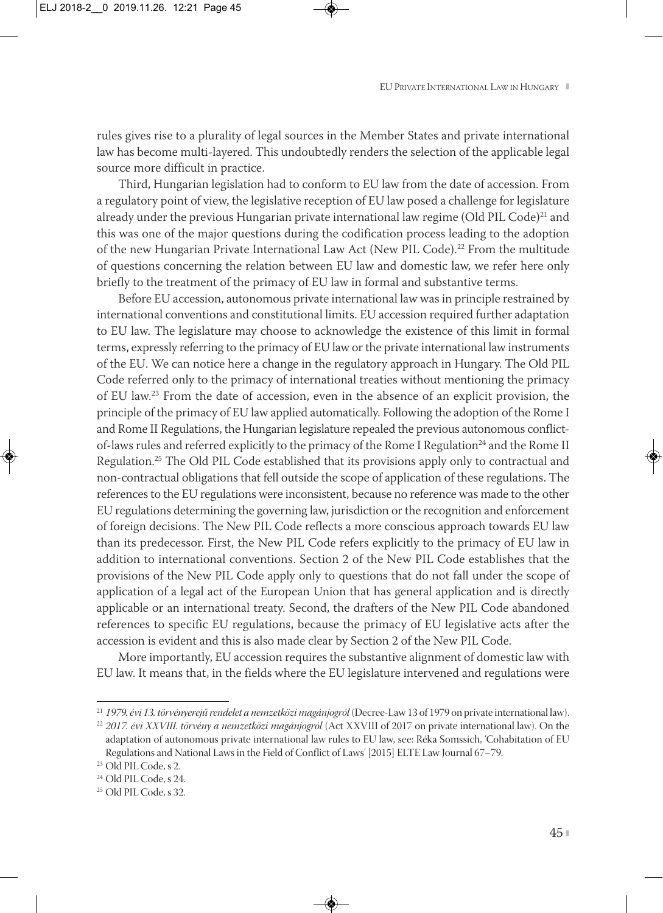rules gives rise to a plurality of legal sources in the Member States and private international law has become multi-layered. This undoubtedly renders the selection of the applicable legal source more difficult in practice.

Third, Hungarian legislation had to conform to EU law from the date of accession. From a regulatory point of view, the legislative reception of EU law posed a challenge for legislature already under the previous Hungarian private international law regime (Old PIL Code)[21] and this was one of the major questions during the codification process leading to the adoption of the new Hungarian Private International Law Act (New PIL Code).[22] From the multitude of questions concerning the relation between EU law and domestic law, we refer here only briefly to the treatment of the primacy of EU law in formal and substantive terms.

Before EU accession, autonomous private international law was in principle restrained by international conventions and constitutional limits. EU accession required further adaptation to EU law. The legislature may choose to acknowledge the existence of this limit in formal terms, expressly referring to the primacy of EU law or the private international law instruments of the EU. We can notice here a change in the regulatory approach in Hungary. The Old PIL Code referred only to the primacy of international treaties without mentioning the primacy of EU law.[23] From the date of accession, even in the absence of an explicit provision, the principle of the primacy of EU law applied automatically. Following the adoption of the Rome I and Rome II Regulations, the Hungarian legislature repealed the previous autonomous conflict-of-laws rules and referred explicitly to the primacy of the Rome I Regulation[24] and the Rome II Regulation.[25] The Old PIL Code established that its provisions apply only to contractual and non-contractual obligations that fell outside the scope of application of these regulations. The references to the EU regulations were inconsistent, because no reference was made to the other EU regulations determining the governing law, jurisdiction or the recognition and enforcement of foreign decisions. The New PIL Code reflects a more conscious approach towards EU law than its predecessor. First, the New PIL Code refers explicitly to the primacy of EU law in addition to international conventions. Section 2 of the New PIL Code establishes that the provisions of the New PIL Code apply only to questions that do not fall under the scope of application of a legal act of the European Union that has general application and is directly applicable or an international treaty. Second, the drafters of the New PIL Code abandoned references to specific EU regulations, because the primacy of EU legislative acts after the accession is evident and this is also made clear by Section 2 of the New PIL Code.

More importantly, EU accession requires the substantive alignment of domestic law with EU law. It means that, in the fields where the EU legislature intervened and regulations were

---

[21] *1979. évi 13. törvényerejű rendelet a nemzetközi magánjogról* (Decree-Law 13 of 1979 on private international law).

[22] *2017. évi XXVIII. törvény a nemzetközi magánjogról* (Act XXVIII of 2017 on private international law). On the adaptation of autonomous private international law rules to EU law, see: Réka Somssich, 'Cohabitation of EU Regulations and National Laws in the Field of Conflict of Laws' [2015] ELTE Law Journal 67–79.

[23] Old PIL Code, s 2.

[24] Old PIL Code, s 24.

[25] Old PIL Code, s 32.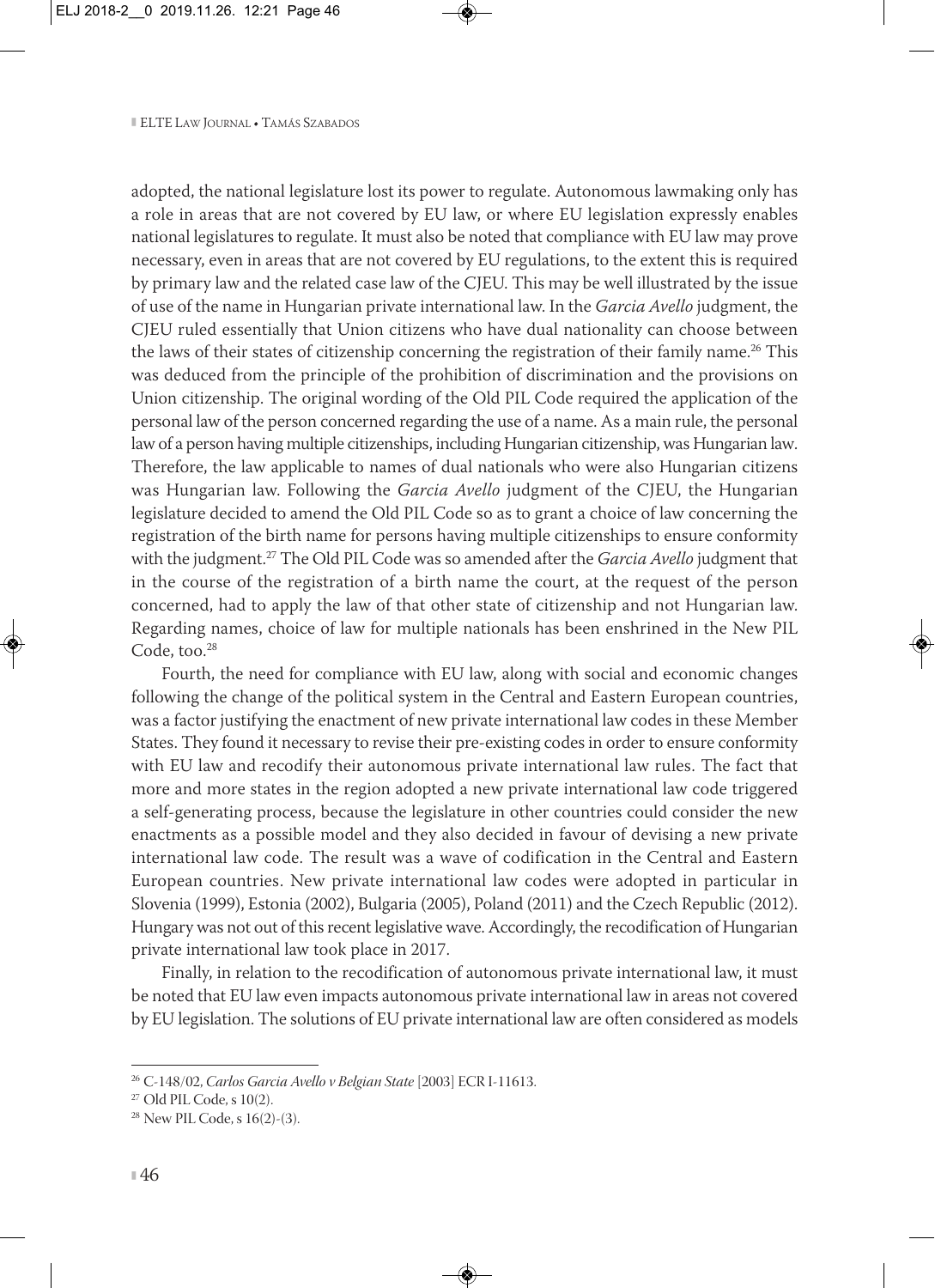adopted, the national legislature lost its power to regulate. Autonomous lawmaking only has a role in areas that are not covered by EU law, or where EU legislation expressly enables national legislatures to regulate. It must also be noted that compliance with EU law may prove necessary, even in areas that are not covered by EU regulations, to the extent this is required by primary law and the related case law of the CJEU. This may be well illustrated by the issue of use of the name in Hungarian private international law. In the *Garcia Avello* judgment, the CJEU ruled essentially that Union citizens who have dual nationality can choose between the laws of their states of citizenship concerning the registration of their family name.[26] This was deduced from the principle of the prohibition of discrimination and the provisions on Union citizenship. The original wording of the Old PIL Code required the application of the personal law of the person concerned regarding the use of a name. As a main rule, the personal law of a person having multiple citizenships, including Hungarian citizenship, was Hungarian law. Therefore, the law applicable to names of dual nationals who were also Hungarian citizens was Hungarian law. Following the *Garcia Avello* judgment of the CJEU, the Hungarian legislature decided to amend the Old PIL Code so as to grant a choice of law concerning the registration of the birth name for persons having multiple citizenships to ensure conformity with the judgment.[27] The Old PIL Code was so amended after the *Garcia Avello* judgment that in the course of the registration of a birth name the court, at the request of the person concerned, had to apply the law of that other state of citizenship and not Hungarian law. Regarding names, choice of law for multiple nationals has been enshrined in the New PIL Code, too.[28]

Fourth, the need for compliance with EU law, along with social and economic changes following the change of the political system in the Central and Eastern European countries, was a factor justifying the enactment of new private international law codes in these Member States. They found it necessary to revise their pre-existing codes in order to ensure conformity with EU law and recodify their autonomous private international law rules. The fact that more and more states in the region adopted a new private international law code triggered a self-generating process, because the legislature in other countries could consider the new enactments as a possible model and they also decided in favour of devising a new private international law code. The result was a wave of codification in the Central and Eastern European countries. New private international law codes were adopted in particular in Slovenia (1999), Estonia (2002), Bulgaria (2005), Poland (2011) and the Czech Republic (2012). Hungary was not out of this recent legislative wave. Accordingly, the recodification of Hungarian private international law took place in 2017.

Finally, in relation to the recodification of autonomous private international law, it must be noted that EU law even impacts autonomous private international law in areas not covered by EU legislation. The solutions of EU private international law are often considered as models

---

[26] C-148/02, *Carlos Garcia Avello v Belgian State* [2003] ECR I-11613.

[27] Old PIL Code, s 10(2).

[28] New PIL Code, s 16(2)-(3).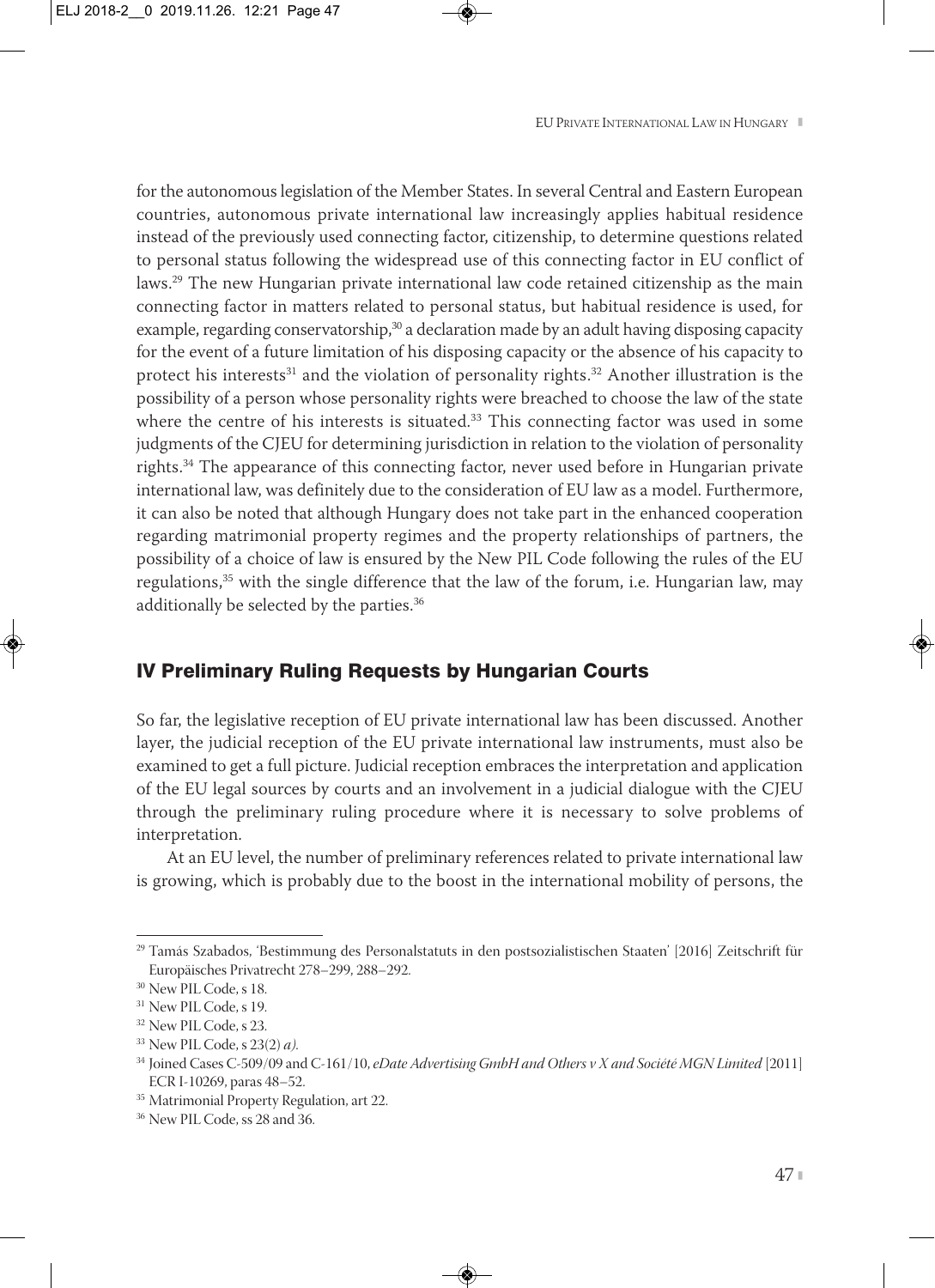for the autonomous legislation of the Member States. In several Central and Eastern European countries, autonomous private international law increasingly applies habitual residence instead of the previously used connecting factor, citizenship, to determine questions related to personal status following the widespread use of this connecting factor in EU conflict of laws.[29] The new Hungarian private international law code retained citizenship as the main connecting factor in matters related to personal status, but habitual residence is used, for example, regarding conservatorship,[30] a declaration made by an adult having disposing capacity for the event of a future limitation of his disposing capacity or the absence of his capacity to protect his interests[31] and the violation of personality rights.[32] Another illustration is the possibility of a person whose personality rights were breached to choose the law of the state where the centre of his interests is situated.[33] This connecting factor was used in some judgments of the CJEU for determining jurisdiction in relation to the violation of personality rights.[34] The appearance of this connecting factor, never used before in Hungarian private international law, was definitely due to the consideration of EU law as a model. Furthermore, it can also be noted that although Hungary does not take part in the enhanced cooperation regarding matrimonial property regimes and the property relationships of partners, the possibility of a choice of law is ensured by the New PIL Code following the rules of the EU regulations,[35] with the single difference that the law of the forum, i.e. Hungarian law, may additionally be selected by the parties.[36]

## IV Preliminary Ruling Requests by Hungarian Courts

So far, the legislative reception of EU private international law has been discussed. Another layer, the judicial reception of the EU private international law instruments, must also be examined to get a full picture. Judicial reception embraces the interpretation and application of the EU legal sources by courts and an involvement in a judicial dialogue with the CJEU through the preliminary ruling procedure where it is necessary to solve problems of interpretation.

At an EU level, the number of preliminary references related to private international law is growing, which is probably due to the boost in the international mobility of persons, the

---

[29] Tamás Szabados, 'Bestimmung des Personalstatuts in den postsozialistischen Staaten' [2016] Zeitschrift für Europäisches Privatrecht 278–299, 288–292.

[30] New PIL Code, s 18.

[31] New PIL Code, s 19.

[32] New PIL Code, s 23.

[33] New PIL Code, s 23(2) *a).*

[34] Joined Cases C-509/09 and C-161/10, *eDate Advertising GmbH and Others v X and Société MGN Limited* [2011] ECR I-10269, paras 48–52.

[35] Matrimonial Property Regulation, art 22.

[36] New PIL Code, ss 28 and 36.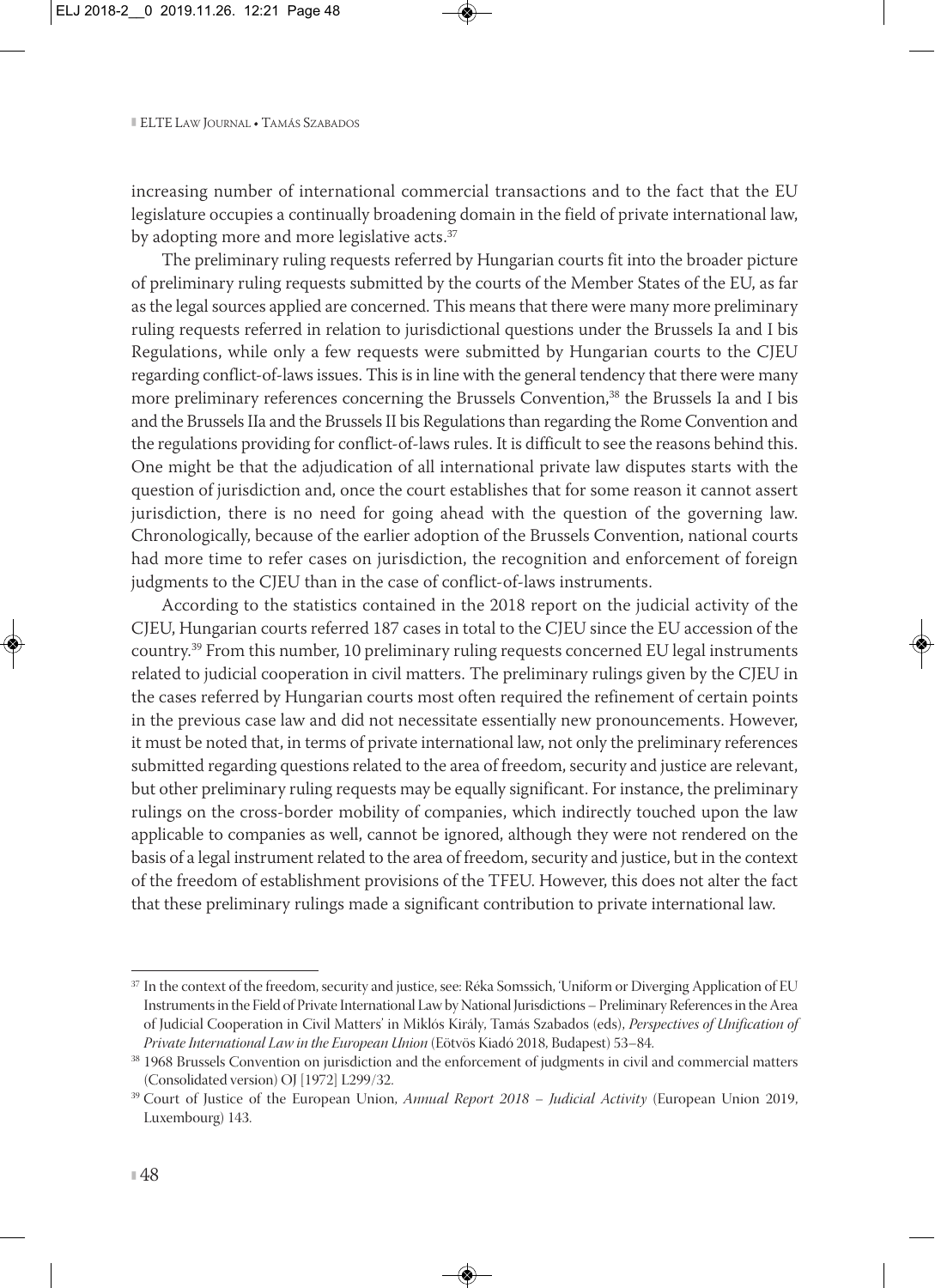increasing number of international commercial transactions and to the fact that the EU legislature occupies a continually broadening domain in the field of private international law, by adopting more and more legislative acts.[37]

The preliminary ruling requests referred by Hungarian courts fit into the broader picture of preliminary ruling requests submitted by the courts of the Member States of the EU, as far as the legal sources applied are concerned. This means that there were many more preliminary ruling requests referred in relation to jurisdictional questions under the Brussels Ia and I bis Regulations, while only a few requests were submitted by Hungarian courts to the CJEU regarding conflict-of-laws issues. This is in line with the general tendency that there were many more preliminary references concerning the Brussels Convention,[38] the Brussels Ia and I bis and the Brussels IIa and the Brussels II bis Regulations than regarding the Rome Convention and the regulations providing for conflict-of-laws rules. It is difficult to see the reasons behind this. One might be that the adjudication of all international private law disputes starts with the question of jurisdiction and, once the court establishes that for some reason it cannot assert jurisdiction, there is no need for going ahead with the question of the governing law. Chronologically, because of the earlier adoption of the Brussels Convention, national courts had more time to refer cases on jurisdiction, the recognition and enforcement of foreign judgments to the CJEU than in the case of conflict-of-laws instruments.

According to the statistics contained in the 2018 report on the judicial activity of the CJEU, Hungarian courts referred 187 cases in total to the CJEU since the EU accession of the country.[39] From this number, 10 preliminary ruling requests concerned EU legal instruments related to judicial cooperation in civil matters. The preliminary rulings given by the CJEU in the cases referred by Hungarian courts most often required the refinement of certain points in the previous case law and did not necessitate essentially new pronouncements. However, it must be noted that, in terms of private international law, not only the preliminary references submitted regarding questions related to the area of freedom, security and justice are relevant, but other preliminary ruling requests may be equally significant. For instance, the preliminary rulings on the cross-border mobility of companies, which indirectly touched upon the law applicable to companies as well, cannot be ignored, although they were not rendered on the basis of a legal instrument related to the area of freedom, security and justice, but in the context of the freedom of establishment provisions of the TFEU. However, this does not alter the fact that these preliminary rulings made a significant contribution to private international law.

---

[37] In the context of the freedom, security and justice, see: Réka Somssich, 'Uniform or Diverging Application of EU Instruments in the Field of Private International Law by National Jurisdictions – Preliminary References in the Area of Judicial Cooperation in Civil Matters' in Miklós Király, Tamás Szabados (eds), *Perspectives of Unification of Private International Law in the European Union* (Eötvös Kiadó 2018, Budapest) 53–84.

[38] 1968 Brussels Convention on jurisdiction and the enforcement of judgments in civil and commercial matters (Consolidated version) OJ [1972] L299/32.

[39] Court of Justice of the European Union, *Annual Report 2018 – Judicial Activity* (European Union 2019, Luxembourg) 143.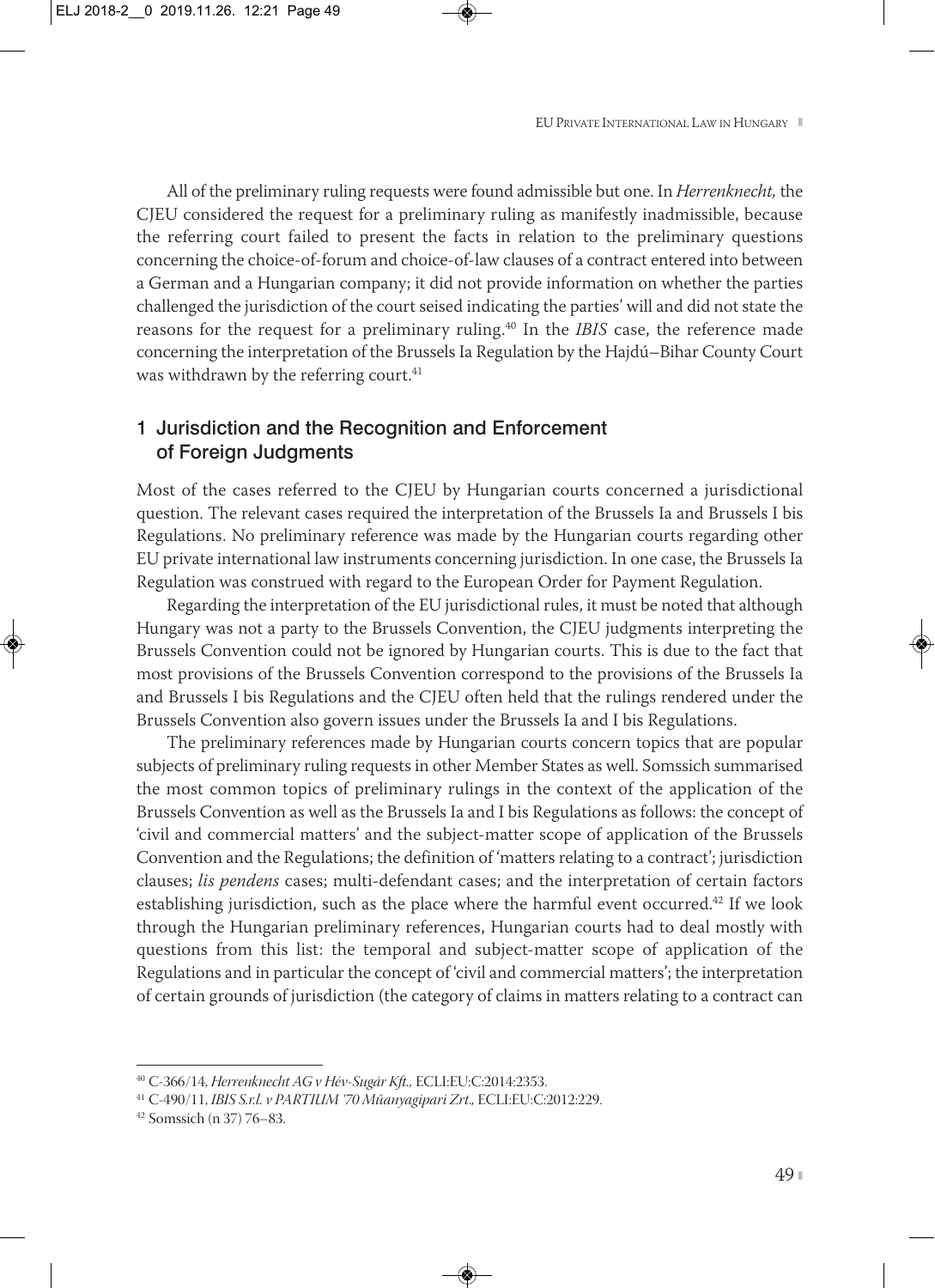All of the preliminary ruling requests were found admissible but one. In *Herrenknecht,* the CJEU considered the request for a preliminary ruling as manifestly inadmissible, because the referring court failed to present the facts in relation to the preliminary questions concerning the choice-of-forum and choice-of-law clauses of a contract entered into between a German and a Hungarian company; it did not provide information on whether the parties challenged the jurisdiction of the court seised indicating the parties' will and did not state the reasons for the request for a preliminary ruling.[40] In the *IBIS* case, the reference made concerning the interpretation of the Brussels Ia Regulation by the Hajdú–Bihar County Court was withdrawn by the referring court.[41]

## 1 Jurisdiction and the Recognition and Enforcement of Foreign Judgments

Most of the cases referred to the CJEU by Hungarian courts concerned a jurisdictional question. The relevant cases required the interpretation of the Brussels Ia and Brussels I bis Regulations. No preliminary reference was made by the Hungarian courts regarding other EU private international law instruments concerning jurisdiction. In one case, the Brussels Ia Regulation was construed with regard to the European Order for Payment Regulation.

Regarding the interpretation of the EU jurisdictional rules, it must be noted that although Hungary was not a party to the Brussels Convention, the CJEU judgments interpreting the Brussels Convention could not be ignored by Hungarian courts. This is due to the fact that most provisions of the Brussels Convention correspond to the provisions of the Brussels Ia and Brussels I bis Regulations and the CJEU often held that the rulings rendered under the Brussels Convention also govern issues under the Brussels Ia and I bis Regulations.

The preliminary references made by Hungarian courts concern topics that are popular subjects of preliminary ruling requests in other Member States as well. Somssich summarised the most common topics of preliminary rulings in the context of the application of the Brussels Convention as well as the Brussels Ia and I bis Regulations as follows: the concept of 'civil and commercial matters' and the subject-matter scope of application of the Brussels Convention and the Regulations; the definition of 'matters relating to a contract'; jurisdiction clauses; *lis pendens* cases; multi-defendant cases; and the interpretation of certain factors establishing jurisdiction, such as the place where the harmful event occurred.[42] If we look through the Hungarian preliminary references, Hungarian courts had to deal mostly with questions from this list: the temporal and subject-matter scope of application of the Regulations and in particular the concept of 'civil and commercial matters'; the interpretation of certain grounds of jurisdiction (the category of claims in matters relating to a contract can

---

[40] C-366/14, *Herrenknecht AG v Hév-Sugár Kft.,* ECLI:EU:C:2014:2353.

[41] C-490/11, *IBIS S.r.l. v PARTIUM '70 Műanyagipari Zrt.,* ECLI:EU:C:2012:229.

[42] Somssich (n 37) 76–83.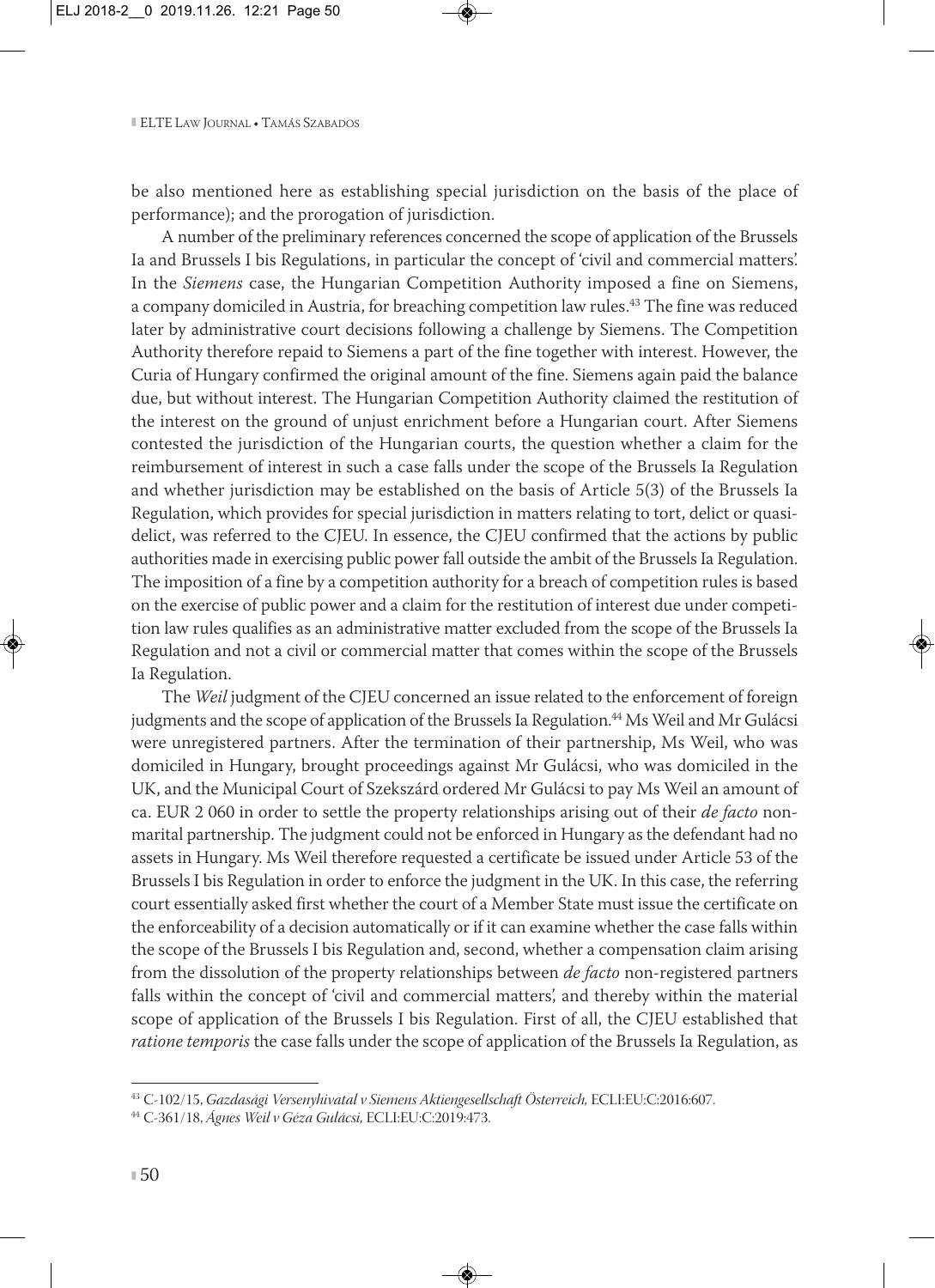be also mentioned here as establishing special jurisdiction on the basis of the place of performance); and the prorogation of jurisdiction.

A number of the preliminary references concerned the scope of application of the Brussels Ia and Brussels I bis Regulations, in particular the concept of 'civil and commercial matters'. In the *Siemens* case, the Hungarian Competition Authority imposed a fine on Siemens, a company domiciled in Austria, for breaching competition law rules.[43] The fine was reduced later by administrative court decisions following a challenge by Siemens. The Competition Authority therefore repaid to Siemens a part of the fine together with interest. However, the Curia of Hungary confirmed the original amount of the fine. Siemens again paid the balance due, but without interest. The Hungarian Competition Authority claimed the restitution of the interest on the ground of unjust enrichment before a Hungarian court. After Siemens contested the jurisdiction of the Hungarian courts, the question whether a claim for the reimbursement of interest in such a case falls under the scope of the Brussels Ia Regulation and whether jurisdiction may be established on the basis of Article 5(3) of the Brussels Ia Regulation, which provides for special jurisdiction in matters relating to tort, delict or quasi-delict, was referred to the CJEU. In essence, the CJEU confirmed that the actions by public authorities made in exercising public power fall outside the ambit of the Brussels Ia Regulation. The imposition of a fine by a competition authority for a breach of competition rules is based on the exercise of public power and a claim for the restitution of interest due under competition law rules qualifies as an administrative matter excluded from the scope of the Brussels Ia Regulation and not a civil or commercial matter that comes within the scope of the Brussels Ia Regulation.

The *Weil* judgment of the CJEU concerned an issue related to the enforcement of foreign judgments and the scope of application of the Brussels Ia Regulation.[44] Ms Weil and Mr Gulácsi were unregistered partners. After the termination of their partnership, Ms Weil, who was domiciled in Hungary, brought proceedings against Mr Gulácsi, who was domiciled in the UK, and the Municipal Court of Szekszárd ordered Mr Gulácsi to pay Ms Weil an amount of ca. EUR 2 060 in order to settle the property relationships arising out of their *de facto* non-marital partnership. The judgment could not be enforced in Hungary as the defendant had no assets in Hungary. Ms Weil therefore requested a certificate be issued under Article 53 of the Brussels I bis Regulation in order to enforce the judgment in the UK. In this case, the referring court essentially asked first whether the court of a Member State must issue the certificate on the enforceability of a decision automatically or if it can examine whether the case falls within the scope of the Brussels I bis Regulation and, second, whether a compensation claim arising from the dissolution of the property relationships between *de facto* non-registered partners falls within the concept of 'civil and commercial matters', and thereby within the material scope of application of the Brussels I bis Regulation. First of all, the CJEU established that *ratione temporis* the case falls under the scope of application of the Brussels Ia Regulation, as

[43] C-102/15, *Gazdasági Versenyhivatal v Siemens Aktiengesellschaft Österreich,* ECLI:EU:C:2016:607.

[44] C-361/18, *Ágnes Weil v Géza Gulácsi,* ECLI:EU:C:2019:473.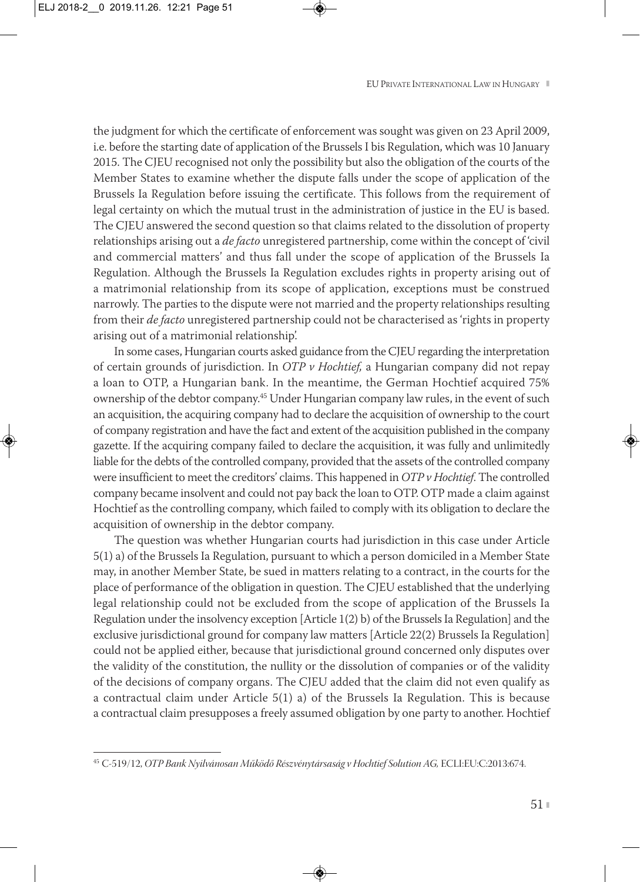the judgment for which the certificate of enforcement was sought was given on 23 April 2009, i.e. before the starting date of application of the Brussels I bis Regulation, which was 10 January 2015. The CJEU recognised not only the possibility but also the obligation of the courts of the Member States to examine whether the dispute falls under the scope of application of the Brussels Ia Regulation before issuing the certificate. This follows from the requirement of legal certainty on which the mutual trust in the administration of justice in the EU is based. The CJEU answered the second question so that claims related to the dissolution of property relationships arising out a *de facto* unregistered partnership, come within the concept of 'civil and commercial matters' and thus fall under the scope of application of the Brussels Ia Regulation. Although the Brussels Ia Regulation excludes rights in property arising out of a matrimonial relationship from its scope of application, exceptions must be construed narrowly. The parties to the dispute were not married and the property relationships resulting from their *de facto* unregistered partnership could not be characterised as 'rights in property arising out of a matrimonial relationship'.

In some cases, Hungarian courts asked guidance from the CJEU regarding the interpretation of certain grounds of jurisdiction. In *OTP v Hochtief*, a Hungarian company did not repay a loan to OTP, a Hungarian bank. In the meantime, the German Hochtief acquired 75% ownership of the debtor company.[45] Under Hungarian company law rules, in the event of such an acquisition, the acquiring company had to declare the acquisition of ownership to the court of company registration and have the fact and extent of the acquisition published in the company gazette. If the acquiring company failed to declare the acquisition, it was fully and unlimitedly liable for the debts of the controlled company, provided that the assets of the controlled company were insufficient to meet the creditors' claims. This happened in *OTP v Hochtief*. The controlled company became insolvent and could not pay back the loan to OTP. OTP made a claim against Hochtief as the controlling company, which failed to comply with its obligation to declare the acquisition of ownership in the debtor company.

The question was whether Hungarian courts had jurisdiction in this case under Article 5(1) a) of the Brussels Ia Regulation, pursuant to which a person domiciled in a Member State may, in another Member State, be sued in matters relating to a contract, in the courts for the place of performance of the obligation in question. The CJEU established that the underlying legal relationship could not be excluded from the scope of application of the Brussels Ia Regulation under the insolvency exception [Article 1(2) b) of the Brussels Ia Regulation] and the exclusive jurisdictional ground for company law matters [Article 22(2) Brussels Ia Regulation] could not be applied either, because that jurisdictional ground concerned only disputes over the validity of the constitution, the nullity or the dissolution of companies or of the validity of the decisions of company organs. The CJEU added that the claim did not even qualify as a contractual claim under Article 5(1) a) of the Brussels Ia Regulation. This is because a contractual claim presupposes a freely assumed obligation by one party to another. Hochtief

---

[45] C-519/12, *OTP Bank Nyilvánosan Működő Részvénytársaság v Hochtief Solution AG,* ECLI:EU:C:2013:674.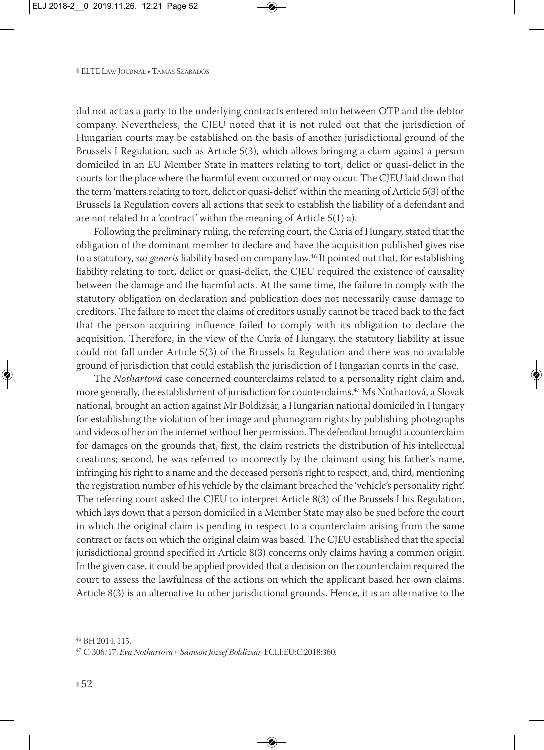did not act as a party to the underlying contracts entered into between OTP and the debtor company. Nevertheless, the CJEU noted that it is not ruled out that the jurisdiction of Hungarian courts may be established on the basis of another jurisdictional ground of the Brussels I Regulation, such as Article 5(3), which allows bringing a claim against a person domiciled in an EU Member State in matters relating to tort, delict or quasi-delict in the courts for the place where the harmful event occurred or may occur. The CJEU laid down that the term 'matters relating to tort, delict or quasi-delict' within the meaning of Article 5(3) of the Brussels Ia Regulation covers all actions that seek to establish the liability of a defendant and are not related to a 'contract' within the meaning of Article 5(1) a).

Following the preliminary ruling, the referring court, the Curia of Hungary, stated that the obligation of the dominant member to declare and have the acquisition published gives rise to a statutory, *sui generis* liability based on company law.[46] It pointed out that, for establishing liability relating to tort, delict or quasi-delict, the CJEU required the existence of causality between the damage and the harmful acts. At the same time, the failure to comply with the statutory obligation on declaration and publication does not necessarily cause damage to creditors. The failure to meet the claims of creditors usually cannot be traced back to the fact that the person acquiring influence failed to comply with its obligation to declare the acquisition. Therefore, in the view of the Curia of Hungary, the statutory liability at issue could not fall under Article 5(3) of the Brussels Ia Regulation and there was no available ground of jurisdiction that could establish the jurisdiction of Hungarian courts in the case.

The *Nothartová* case concerned counterclaims related to a personality right claim and, more generally, the establishment of jurisdiction for counterclaims.[47] Ms Nothartová, a Slovak national, brought an action against Mr Boldizsár, a Hungarian national domiciled in Hungary for establishing the violation of her image and phonogram rights by publishing photographs and videos of her on the internet without her permission. The defendant brought a counterclaim for damages on the grounds that, first, the claim restricts the distribution of his intellectual creations; second, he was referred to incorrectly by the claimant using his father's name, infringing his right to a name and the deceased person's right to respect; and, third, mentioning the registration number of his vehicle by the claimant breached the 'vehicle's personality right'. The referring court asked the CJEU to interpret Article 8(3) of the Brussels I bis Regulation, which lays down that a person domiciled in a Member State may also be sued before the court in which the original claim is pending in respect to a counterclaim arising from the same contract or facts on which the original claim was based. The CJEU established that the special jurisdictional ground specified in Article 8(3) concerns only claims having a common origin. In the given case, it could be applied provided that a decision on the counterclaim required the court to assess the lawfulness of the actions on which the applicant based her own claims. Article 8(3) is an alternative to other jurisdictional grounds. Hence, it is an alternative to the

---

[46] BH 2014. 115.

[47] C-306/17, *Éva Nothartová v Sámson József Boldizsár,* ECLI:EU:C:2018:360.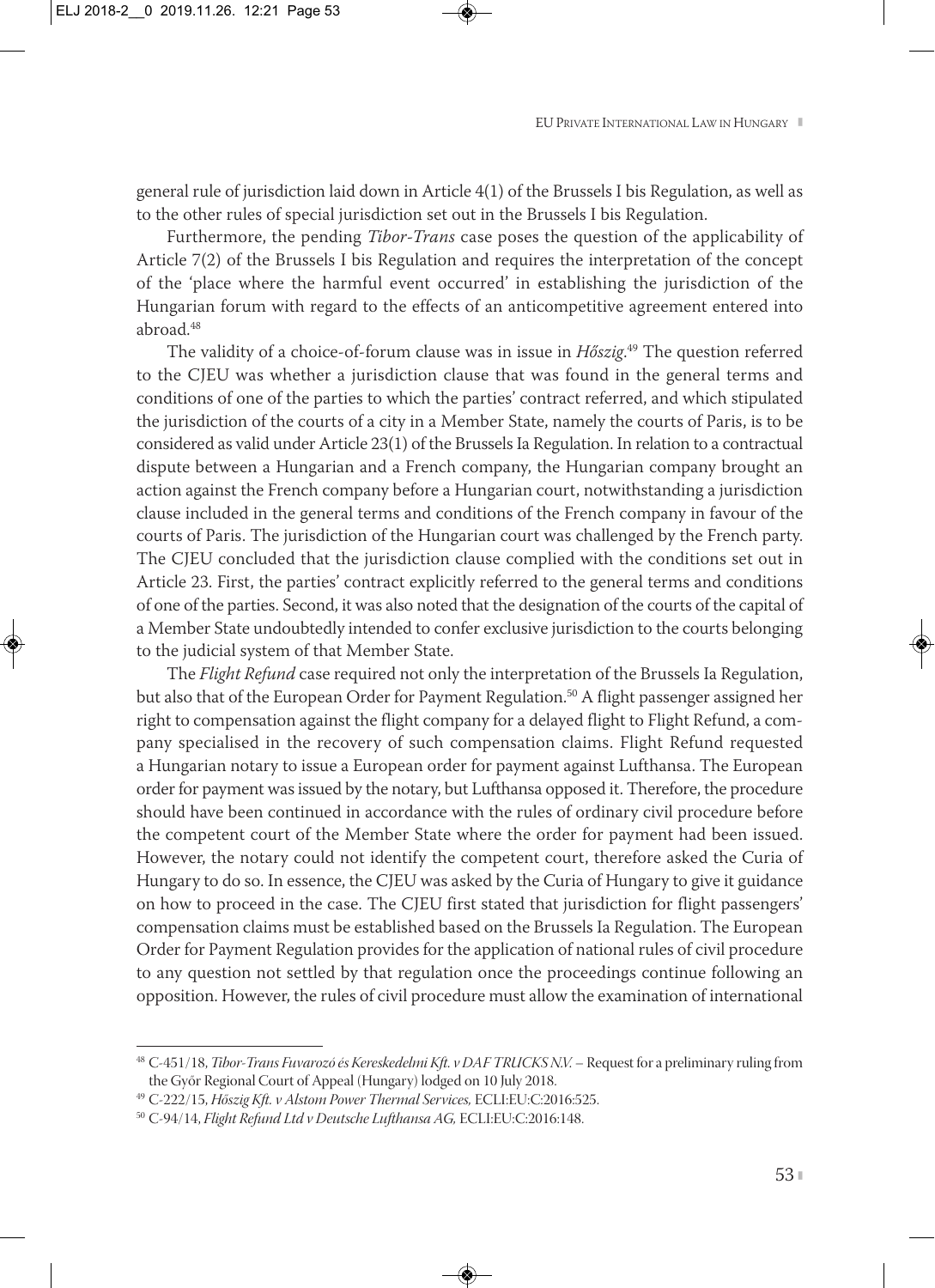general rule of jurisdiction laid down in Article 4(1) of the Brussels I bis Regulation, as well as to the other rules of special jurisdiction set out in the Brussels I bis Regulation.

Furthermore, the pending *Tibor-Trans* case poses the question of the applicability of Article 7(2) of the Brussels I bis Regulation and requires the interpretation of the concept of the 'place where the harmful event occurred' in establishing the jurisdiction of the Hungarian forum with regard to the effects of an anticompetitive agreement entered into abroad.[48]

The validity of a choice-of-forum clause was in issue in *Hőszig*.[49] The question referred to the CJEU was whether a jurisdiction clause that was found in the general terms and conditions of one of the parties to which the parties' contract referred, and which stipulated the jurisdiction of the courts of a city in a Member State, namely the courts of Paris, is to be considered as valid under Article 23(1) of the Brussels Ia Regulation. In relation to a contractual dispute between a Hungarian and a French company, the Hungarian company brought an action against the French company before a Hungarian court, notwithstanding a jurisdiction clause included in the general terms and conditions of the French company in favour of the courts of Paris. The jurisdiction of the Hungarian court was challenged by the French party. The CJEU concluded that the jurisdiction clause complied with the conditions set out in Article 23. First, the parties' contract explicitly referred to the general terms and conditions of one of the parties. Second, it was also noted that the designation of the courts of the capital of a Member State undoubtedly intended to confer exclusive jurisdiction to the courts belonging to the judicial system of that Member State.

The *Flight Refund* case required not only the interpretation of the Brussels Ia Regulation, but also that of the European Order for Payment Regulation.[50] A flight passenger assigned her right to compensation against the flight company for a delayed flight to Flight Refund, a company specialised in the recovery of such compensation claims. Flight Refund requested a Hungarian notary to issue a European order for payment against Lufthansa. The European order for payment was issued by the notary, but Lufthansa opposed it. Therefore, the procedure should have been continued in accordance with the rules of ordinary civil procedure before the competent court of the Member State where the order for payment had been issued. However, the notary could not identify the competent court, therefore asked the Curia of Hungary to do so. In essence, the CJEU was asked by the Curia of Hungary to give it guidance on how to proceed in the case. The CJEU first stated that jurisdiction for flight passengers' compensation claims must be established based on the Brussels Ia Regulation. The European Order for Payment Regulation provides for the application of national rules of civil procedure to any question not settled by that regulation once the proceedings continue following an opposition. However, the rules of civil procedure must allow the examination of international

---

[48] C-451/18, *Tibor-Trans Fuvarozó és Kereskedelmi Kft. v DAF TRUCKS N.V.* – Request for a preliminary ruling from the Győr Regional Court of Appeal (Hungary) lodged on 10 July 2018.

[49] C-222/15, *Hőszig Kft. v Alstom Power Thermal Services,* ECLI:EU:C:2016:525.

[50] C-94/14, *Flight Refund Ltd v Deutsche Lufthansa AG,* ECLI:EU:C:2016:148.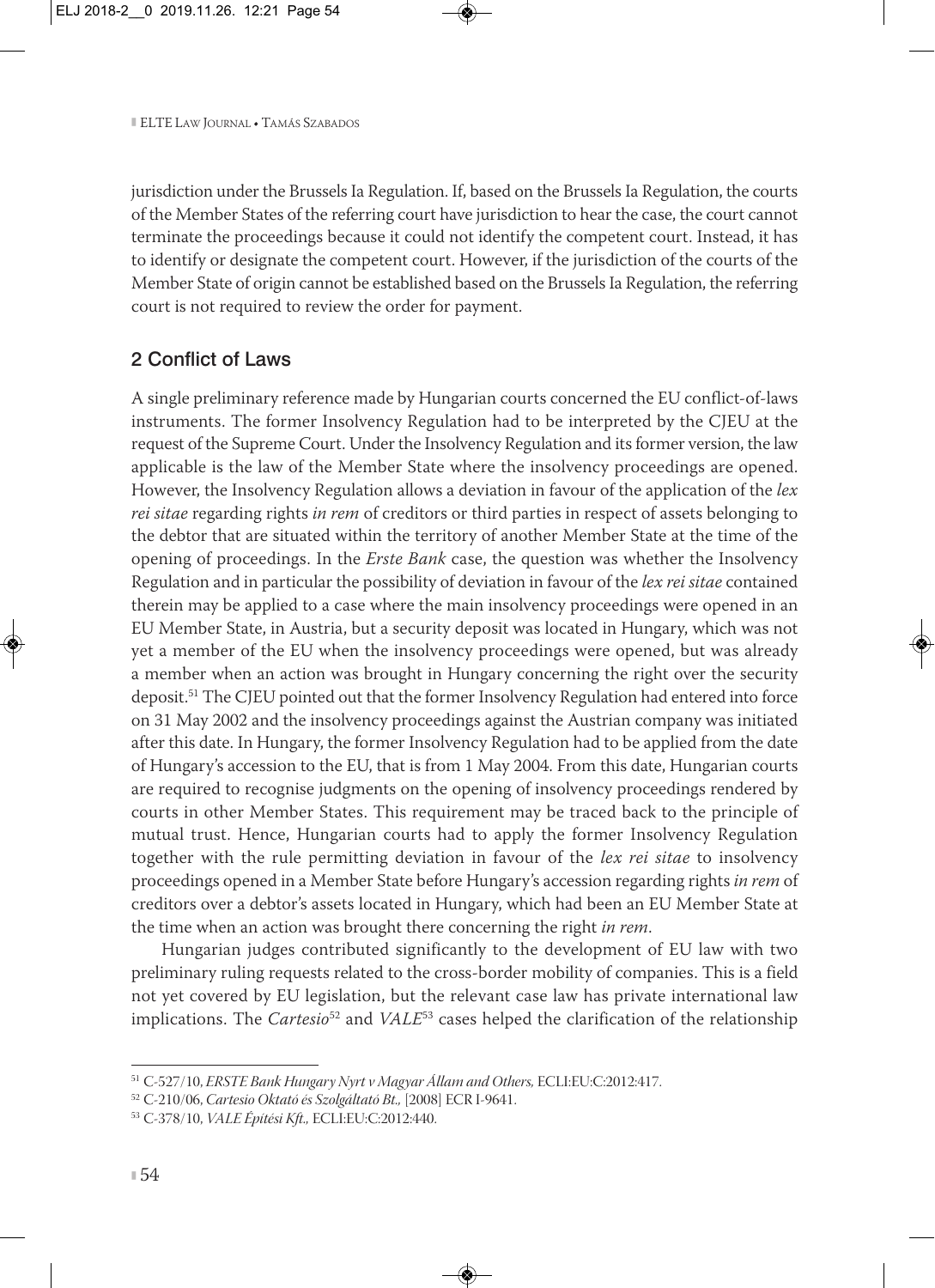jurisdiction under the Brussels Ia Regulation. If, based on the Brussels Ia Regulation, the courts of the Member States of the referring court have jurisdiction to hear the case, the court cannot terminate the proceedings because it could not identify the competent court. Instead, it has to identify or designate the competent court. However, if the jurisdiction of the courts of the Member State of origin cannot be established based on the Brussels Ia Regulation, the referring court is not required to review the order for payment.

## 2 Conflict of Laws

A single preliminary reference made by Hungarian courts concerned the EU conflict-of-laws instruments. The former Insolvency Regulation had to be interpreted by the CJEU at the request of the Supreme Court. Under the Insolvency Regulation and its former version, the law applicable is the law of the Member State where the insolvency proceedings are opened. However, the Insolvency Regulation allows a deviation in favour of the application of the *lex rei sitae* regarding rights *in rem* of creditors or third parties in respect of assets belonging to the debtor that are situated within the territory of another Member State at the time of the opening of proceedings. In the *Erste Bank* case, the question was whether the Insolvency Regulation and in particular the possibility of deviation in favour of the *lex rei sitae* contained therein may be applied to a case where the main insolvency proceedings were opened in an EU Member State, in Austria, but a security deposit was located in Hungary, which was not yet a member of the EU when the insolvency proceedings were opened, but was already a member when an action was brought in Hungary concerning the right over the security deposit.[51] The CJEU pointed out that the former Insolvency Regulation had entered into force on 31 May 2002 and the insolvency proceedings against the Austrian company was initiated after this date. In Hungary, the former Insolvency Regulation had to be applied from the date of Hungary's accession to the EU, that is from 1 May 2004. From this date, Hungarian courts are required to recognise judgments on the opening of insolvency proceedings rendered by courts in other Member States. This requirement may be traced back to the principle of mutual trust. Hence, Hungarian courts had to apply the former Insolvency Regulation together with the rule permitting deviation in favour of the *lex rei sitae* to insolvency proceedings opened in a Member State before Hungary's accession regarding rights *in rem* of creditors over a debtor's assets located in Hungary, which had been an EU Member State at the time when an action was brought there concerning the right *in rem*.

Hungarian judges contributed significantly to the development of EU law with two preliminary ruling requests related to the cross-border mobility of companies. This is a field not yet covered by EU legislation, but the relevant case law has private international law implications. The *Cartesio*[52] and *VALE*[53] cases helped the clarification of the relationship

---

[51] C-527/10, *ERSTE Bank Hungary Nyrt v Magyar Állam and Others,* ECLI:EU:C:2012:417.

[52] C-210/06, *Cartesio Oktató és Szolgáltató Bt.,* [2008] ECR I-9641.

[53] C-378/10, *VALE Építési Kft.,* ECLI:EU:C:2012:440.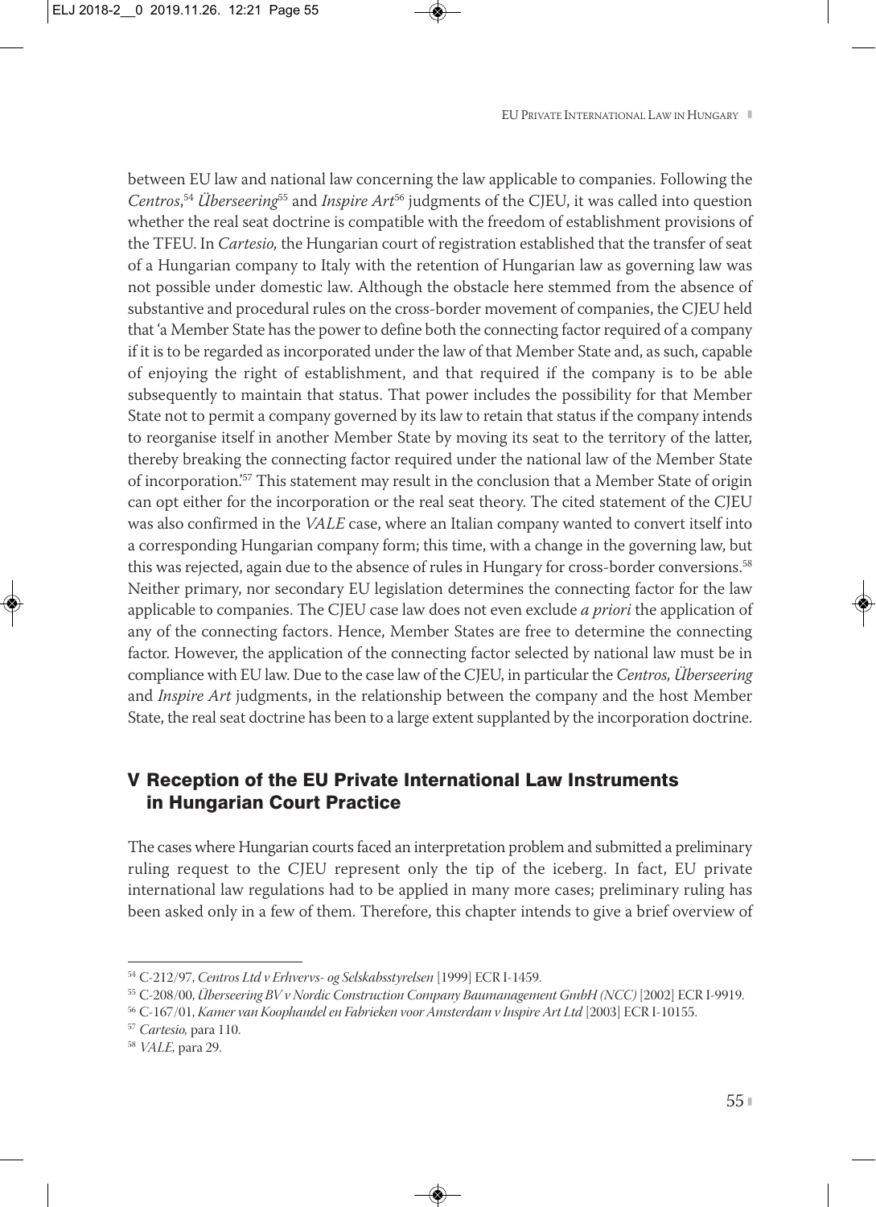between EU law and national law concerning the law applicable to companies. Following the *Centros*,[54] *Überseering*[55] and *Inspire Art*[56] judgments of the CJEU, it was called into question whether the real seat doctrine is compatible with the freedom of establishment provisions of the TFEU. In *Cartesio,* the Hungarian court of registration established that the transfer of seat of a Hungarian company to Italy with the retention of Hungarian law as governing law was not possible under domestic law. Although the obstacle here stemmed from the absence of substantive and procedural rules on the cross-border movement of companies, the CJEU held that 'a Member State has the power to define both the connecting factor required of a company if it is to be regarded as incorporated under the law of that Member State and, as such, capable of enjoying the right of establishment, and that required if the company is to be able subsequently to maintain that status. That power includes the possibility for that Member State not to permit a company governed by its law to retain that status if the company intends to reorganise itself in another Member State by moving its seat to the territory of the latter, thereby breaking the connecting factor required under the national law of the Member State of incorporation.'[57] This statement may result in the conclusion that a Member State of origin can opt either for the incorporation or the real seat theory. The cited statement of the CJEU was also confirmed in the *VALE* case, where an Italian company wanted to convert itself into a corresponding Hungarian company form; this time, with a change in the governing law, but this was rejected, again due to the absence of rules in Hungary for cross-border conversions.[58] Neither primary, nor secondary EU legislation determines the connecting factor for the law applicable to companies. The CJEU case law does not even exclude *a priori* the application of any of the connecting factors. Hence, Member States are free to determine the connecting factor. However, the application of the connecting factor selected by national law must be in compliance with EU law. Due to the case law of the CJEU, in particular the *Centros, Überseering* and *Inspire Art* judgments, in the relationship between the company and the host Member State, the real seat doctrine has been to a large extent supplanted by the incorporation doctrine.

## V Reception of the EU Private International Law Instruments in Hungarian Court Practice

The cases where Hungarian courts faced an interpretation problem and submitted a preliminary ruling request to the CJEU represent only the tip of the iceberg. In fact, EU private international law regulations had to be applied in many more cases; preliminary ruling has been asked only in a few of them. Therefore, this chapter intends to give a brief overview of

---

[54] C-212/97, *Centros Ltd v Erhvervs- og Selskabsstyrelsen* [1999] ECR I-1459.

[55] C-208/00, *Überseering BV v Nordic Construction Company Baumanagement GmbH (NCC)* [2002] ECR I-9919.

[56] C-167/01, *Kamer van Koophandel en Fabrieken voor Amsterdam v Inspire Art Ltd* [2003] ECR I-10155.

[57] *Cartesio,* para 110.

[58] *VALE,* para 29.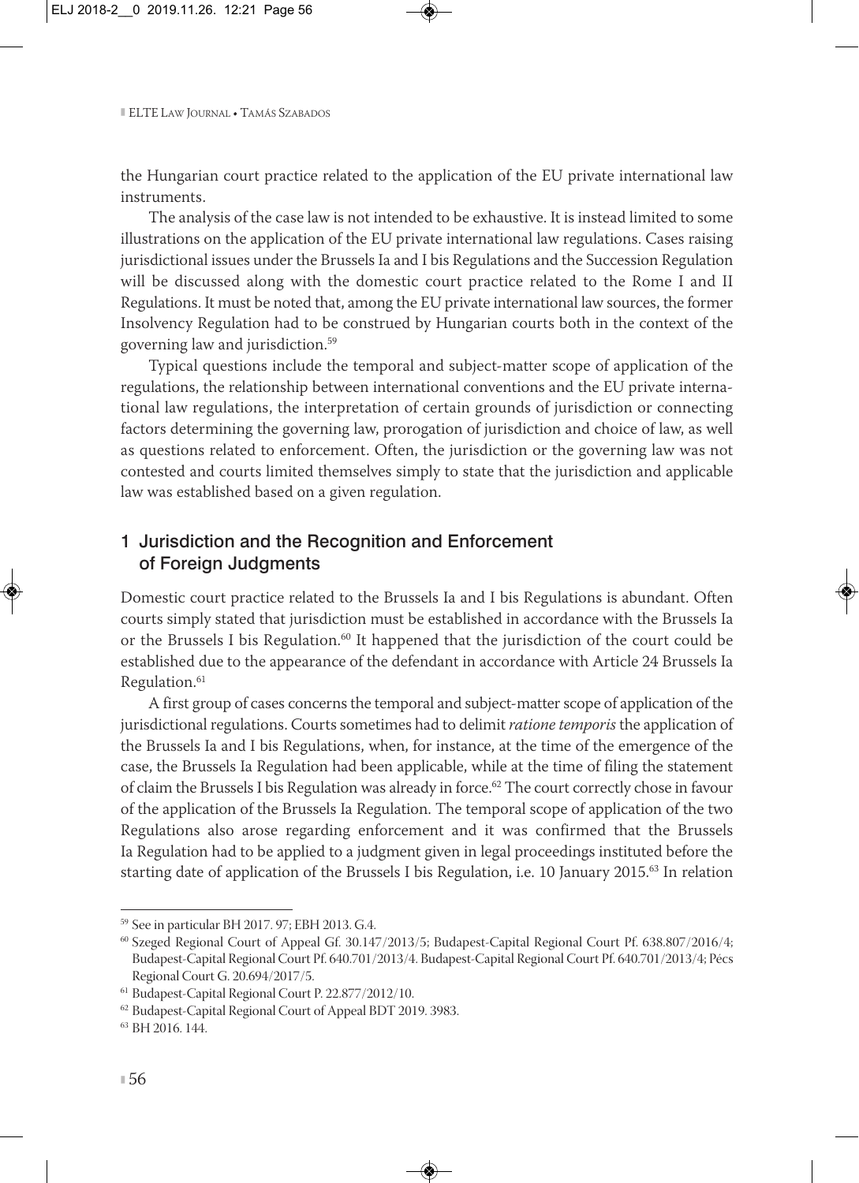the Hungarian court practice related to the application of the EU private international law instruments.

The analysis of the case law is not intended to be exhaustive. It is instead limited to some illustrations on the application of the EU private international law regulations. Cases raising jurisdictional issues under the Brussels Ia and I bis Regulations and the Succession Regulation will be discussed along with the domestic court practice related to the Rome I and II Regulations. It must be noted that, among the EU private international law sources, the former Insolvency Regulation had to be construed by Hungarian courts both in the context of the governing law and jurisdiction.[59]

Typical questions include the temporal and subject-matter scope of application of the regulations, the relationship between international conventions and the EU private international law regulations, the interpretation of certain grounds of jurisdiction or connecting factors determining the governing law, prorogation of jurisdiction and choice of law, as well as questions related to enforcement. Often, the jurisdiction or the governing law was not contested and courts limited themselves simply to state that the jurisdiction and applicable law was established based on a given regulation.

## 1 Jurisdiction and the Recognition and Enforcement of Foreign Judgments

Domestic court practice related to the Brussels Ia and I bis Regulations is abundant. Often courts simply stated that jurisdiction must be established in accordance with the Brussels Ia or the Brussels I bis Regulation.[60] It happened that the jurisdiction of the court could be established due to the appearance of the defendant in accordance with Article 24 Brussels Ia Regulation.[61]

A first group of cases concerns the temporal and subject-matter scope of application of the jurisdictional regulations. Courts sometimes had to delimit *ratione temporis* the application of the Brussels Ia and I bis Regulations, when, for instance, at the time of the emergence of the case, the Brussels Ia Regulation had been applicable, while at the time of filing the statement of claim the Brussels I bis Regulation was already in force.[62] The court correctly chose in favour of the application of the Brussels Ia Regulation. The temporal scope of application of the two Regulations also arose regarding enforcement and it was confirmed that the Brussels Ia Regulation had to be applied to a judgment given in legal proceedings instituted before the starting date of application of the Brussels I bis Regulation, i.e. 10 January 2015.[63] In relation

---

[59] See in particular BH 2017. 97; EBH 2013. G.4.

[60] Szeged Regional Court of Appeal Gf. 30.147/2013/5; Budapest-Capital Regional Court Pf. 638.807/2016/4; Budapest-Capital Regional Court Pf. 640.701/2013/4. Budapest-Capital Regional Court Pf. 640.701/2013/4; Pécs Regional Court G. 20.694/2017/5.

[61] Budapest-Capital Regional Court P. 22.877/2012/10.

[62] Budapest-Capital Regional Court of Appeal BDT 2019. 3983.

[63] BH 2016. 144.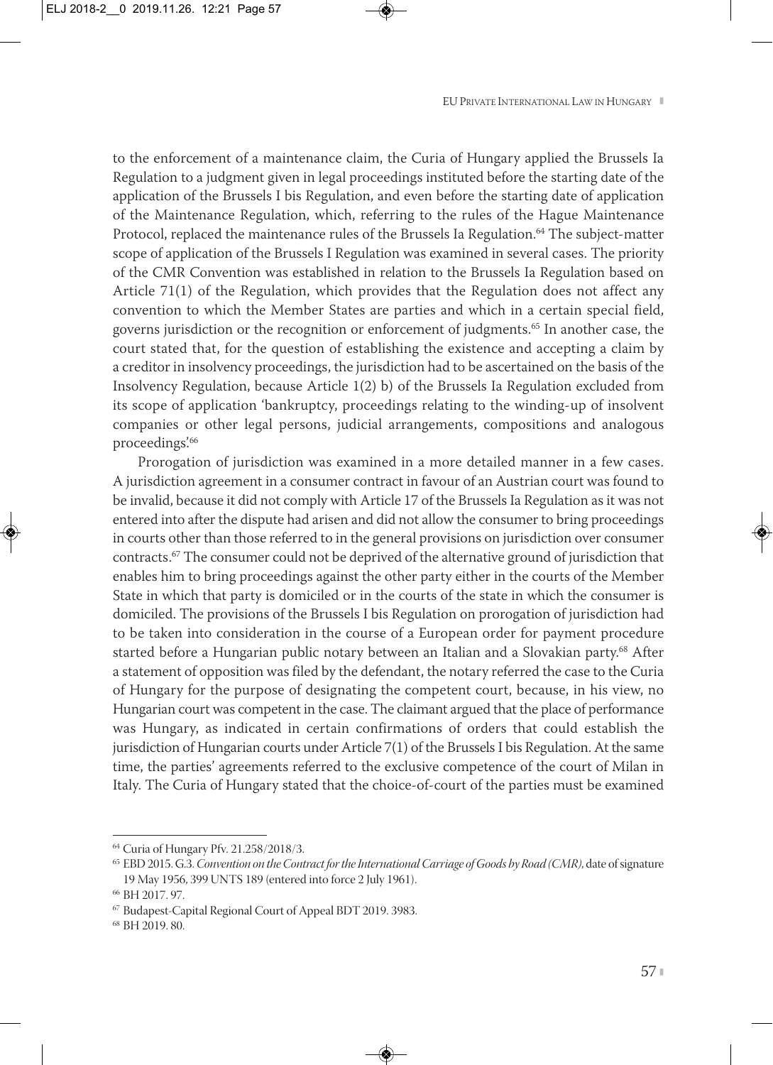to the enforcement of a maintenance claim, the Curia of Hungary applied the Brussels Ia Regulation to a judgment given in legal proceedings instituted before the starting date of the application of the Brussels I bis Regulation, and even before the starting date of application of the Maintenance Regulation, which, referring to the rules of the Hague Maintenance Protocol, replaced the maintenance rules of the Brussels Ia Regulation.[64] The subject-matter scope of application of the Brussels I Regulation was examined in several cases. The priority of the CMR Convention was established in relation to the Brussels Ia Regulation based on Article 71(1) of the Regulation, which provides that the Regulation does not affect any convention to which the Member States are parties and which in a certain special field, governs jurisdiction or the recognition or enforcement of judgments.[65] In another case, the court stated that, for the question of establishing the existence and accepting a claim by a creditor in insolvency proceedings, the jurisdiction had to be ascertained on the basis of the Insolvency Regulation, because Article 1(2) b) of the Brussels Ia Regulation excluded from its scope of application 'bankruptcy, proceedings relating to the winding-up of insolvent companies or other legal persons, judicial arrangements, compositions and analogous proceedings'.[66]

Prorogation of jurisdiction was examined in a more detailed manner in a few cases. A jurisdiction agreement in a consumer contract in favour of an Austrian court was found to be invalid, because it did not comply with Article 17 of the Brussels Ia Regulation as it was not entered into after the dispute had arisen and did not allow the consumer to bring proceedings in courts other than those referred to in the general provisions on jurisdiction over consumer contracts.[67] The consumer could not be deprived of the alternative ground of jurisdiction that enables him to bring proceedings against the other party either in the courts of the Member State in which that party is domiciled or in the courts of the state in which the consumer is domiciled. The provisions of the Brussels I bis Regulation on prorogation of jurisdiction had to be taken into consideration in the course of a European order for payment procedure started before a Hungarian public notary between an Italian and a Slovakian party.[68] After a statement of opposition was filed by the defendant, the notary referred the case to the Curia of Hungary for the purpose of designating the competent court, because, in his view, no Hungarian court was competent in the case. The claimant argued that the place of performance was Hungary, as indicated in certain confirmations of orders that could establish the jurisdiction of Hungarian courts under Article 7(1) of the Brussels I bis Regulation. At the same time, the parties' agreements referred to the exclusive competence of the court of Milan in Italy. The Curia of Hungary stated that the choice-of-court of the parties must be examined

---

[64] Curia of Hungary Pfv. 21.258/2018/3.

[65] EBD 2015. G.3. *Convention on the Contract for the International Carriage of Goods by Road (CMR)*, date of signature 19 May 1956, 399 UNTS 189 (entered into force 2 July 1961).

[66] BH 2017. 97.

[67] Budapest-Capital Regional Court of Appeal BDT 2019. 3983.

[68] BH 2019. 80.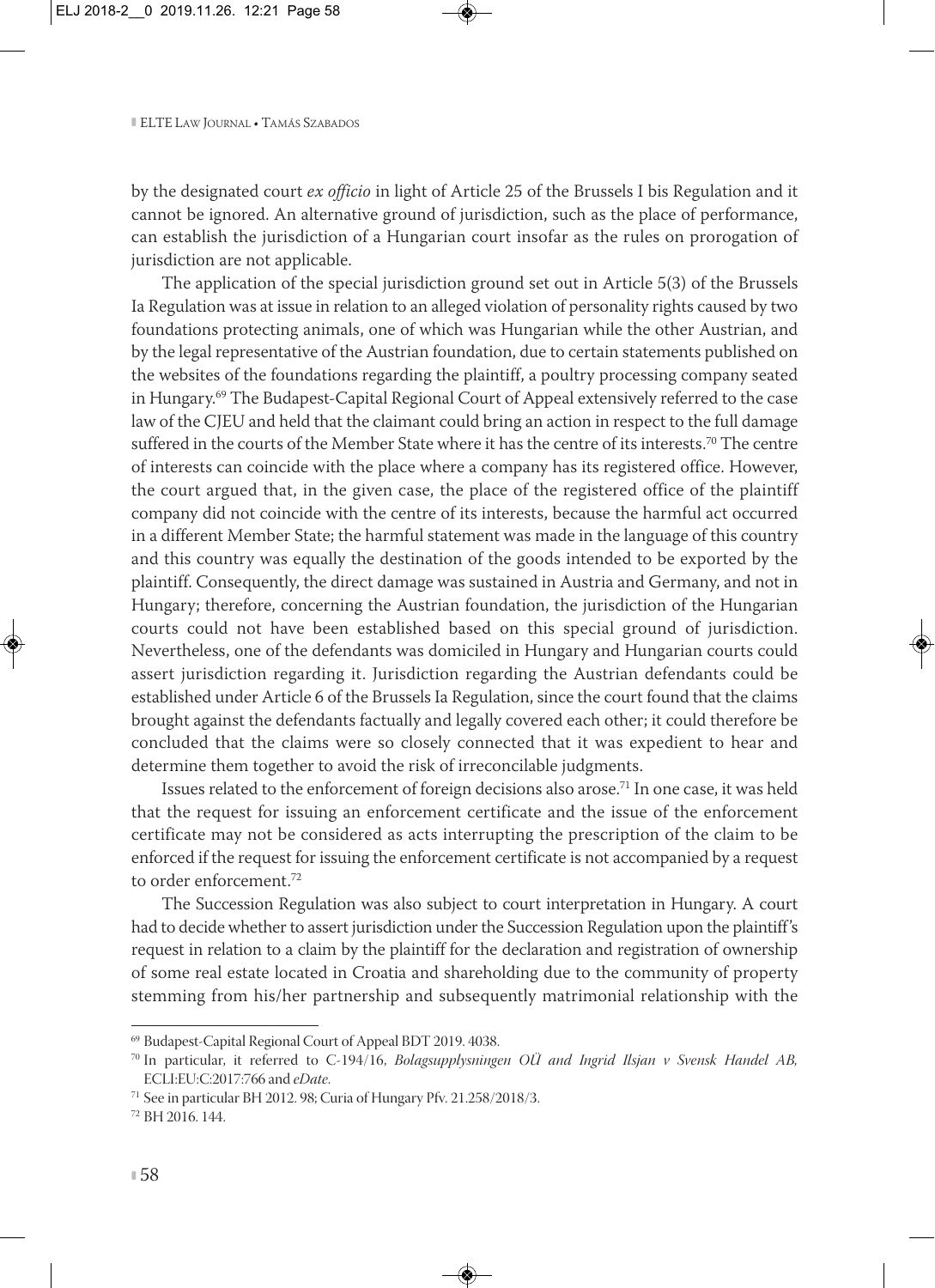by the designated court *ex officio* in light of Article 25 of the Brussels I bis Regulation and it cannot be ignored. An alternative ground of jurisdiction, such as the place of performance, can establish the jurisdiction of a Hungarian court insofar as the rules on prorogation of jurisdiction are not applicable.

The application of the special jurisdiction ground set out in Article 5(3) of the Brussels Ia Regulation was at issue in relation to an alleged violation of personality rights caused by two foundations protecting animals, one of which was Hungarian while the other Austrian, and by the legal representative of the Austrian foundation, due to certain statements published on the websites of the foundations regarding the plaintiff, a poultry processing company seated in Hungary.[69] The Budapest-Capital Regional Court of Appeal extensively referred to the case law of the CJEU and held that the claimant could bring an action in respect to the full damage suffered in the courts of the Member State where it has the centre of its interests.[70] The centre of interests can coincide with the place where a company has its registered office. However, the court argued that, in the given case, the place of the registered office of the plaintiff company did not coincide with the centre of its interests, because the harmful act occurred in a different Member State; the harmful statement was made in the language of this country and this country was equally the destination of the goods intended to be exported by the plaintiff. Consequently, the direct damage was sustained in Austria and Germany, and not in Hungary; therefore, concerning the Austrian foundation, the jurisdiction of the Hungarian courts could not have been established based on this special ground of jurisdiction. Nevertheless, one of the defendants was domiciled in Hungary and Hungarian courts could assert jurisdiction regarding it. Jurisdiction regarding the Austrian defendants could be established under Article 6 of the Brussels Ia Regulation, since the court found that the claims brought against the defendants factually and legally covered each other; it could therefore be concluded that the claims were so closely connected that it was expedient to hear and determine them together to avoid the risk of irreconcilable judgments.

Issues related to the enforcement of foreign decisions also arose.[71] In one case, it was held that the request for issuing an enforcement certificate and the issue of the enforcement certificate may not be considered as acts interrupting the prescription of the claim to be enforced if the request for issuing the enforcement certificate is not accompanied by a request to order enforcement.[72]

The Succession Regulation was also subject to court interpretation in Hungary. A court had to decide whether to assert jurisdiction under the Succession Regulation upon the plaintiff's request in relation to a claim by the plaintiff for the declaration and registration of ownership of some real estate located in Croatia and shareholding due to the community of property stemming from his/her partnership and subsequently matrimonial relationship with the

---

[69] Budapest-Capital Regional Court of Appeal BDT 2019. 4038.

[70] In particular, it referred to C-194/16, *Bolagsupplysningen OÜ and Ingrid Ilsjan v Svensk Handel AB,* ECLI:EU:C:2017:766 and *eDate.*

[71] See in particular BH 2012. 98; Curia of Hungary Pfv. 21.258/2018/3.

[72] BH 2016. 144.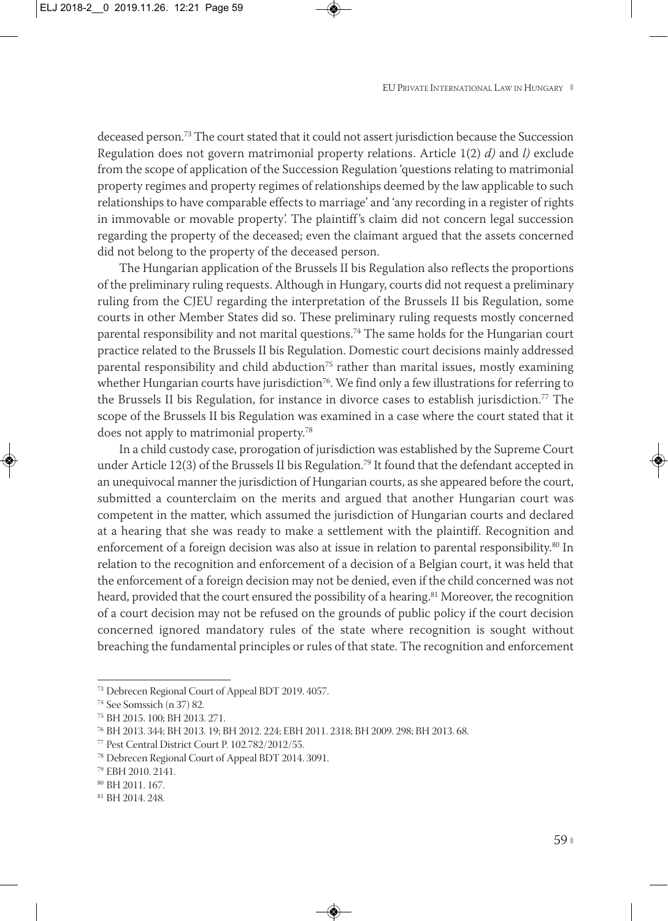deceased person.[73] The court stated that it could not assert jurisdiction because the Succession Regulation does not govern matrimonial property relations. Article 1(2) *d)* and *l)* exclude from the scope of application of the Succession Regulation 'questions relating to matrimonial property regimes and property regimes of relationships deemed by the law applicable to such relationships to have comparable effects to marriage' and 'any recording in a register of rights in immovable or movable property'. The plaintiff's claim did not concern legal succession regarding the property of the deceased; even the claimant argued that the assets concerned did not belong to the property of the deceased person.

The Hungarian application of the Brussels II bis Regulation also reflects the proportions of the preliminary ruling requests. Although in Hungary, courts did not request a preliminary ruling from the CJEU regarding the interpretation of the Brussels II bis Regulation, some courts in other Member States did so. These preliminary ruling requests mostly concerned parental responsibility and not marital questions.[74] The same holds for the Hungarian court practice related to the Brussels II bis Regulation. Domestic court decisions mainly addressed parental responsibility and child abduction[75] rather than marital issues, mostly examining whether Hungarian courts have jurisdiction[76]. We find only a few illustrations for referring to the Brussels II bis Regulation, for instance in divorce cases to establish jurisdiction.[77] The scope of the Brussels II bis Regulation was examined in a case where the court stated that it does not apply to matrimonial property.[78]

In a child custody case, prorogation of jurisdiction was established by the Supreme Court under Article 12(3) of the Brussels II bis Regulation.[79] It found that the defendant accepted in an unequivocal manner the jurisdiction of Hungarian courts, as she appeared before the court, submitted a counterclaim on the merits and argued that another Hungarian court was competent in the matter, which assumed the jurisdiction of Hungarian courts and declared at a hearing that she was ready to make a settlement with the plaintiff. Recognition and enforcement of a foreign decision was also at issue in relation to parental responsibility.[80] In relation to the recognition and enforcement of a decision of a Belgian court, it was held that the enforcement of a foreign decision may not be denied, even if the child concerned was not heard, provided that the court ensured the possibility of a hearing.[81] Moreover, the recognition of a court decision may not be refused on the grounds of public policy if the court decision concerned ignored mandatory rules of the state where recognition is sought without breaching the fundamental principles or rules of that state. The recognition and enforcement

---

[73] Debrecen Regional Court of Appeal BDT 2019. 4057.

[74] See Somssich (n 37) 82.

[75] BH 2015. 100; BH 2013. 271.

[76] BH 2013. 344; BH 2013. 19; BH 2012. 224; EBH 2011. 2318; BH 2009. 298; BH 2013. 68.

[77] Pest Central District Court P. 102.782/2012/55.

[78] Debrecen Regional Court of Appeal BDT 2014. 3091.

[79] EBH 2010. 2141.

[80] BH 2011. 167.

[81] BH 2014. 248.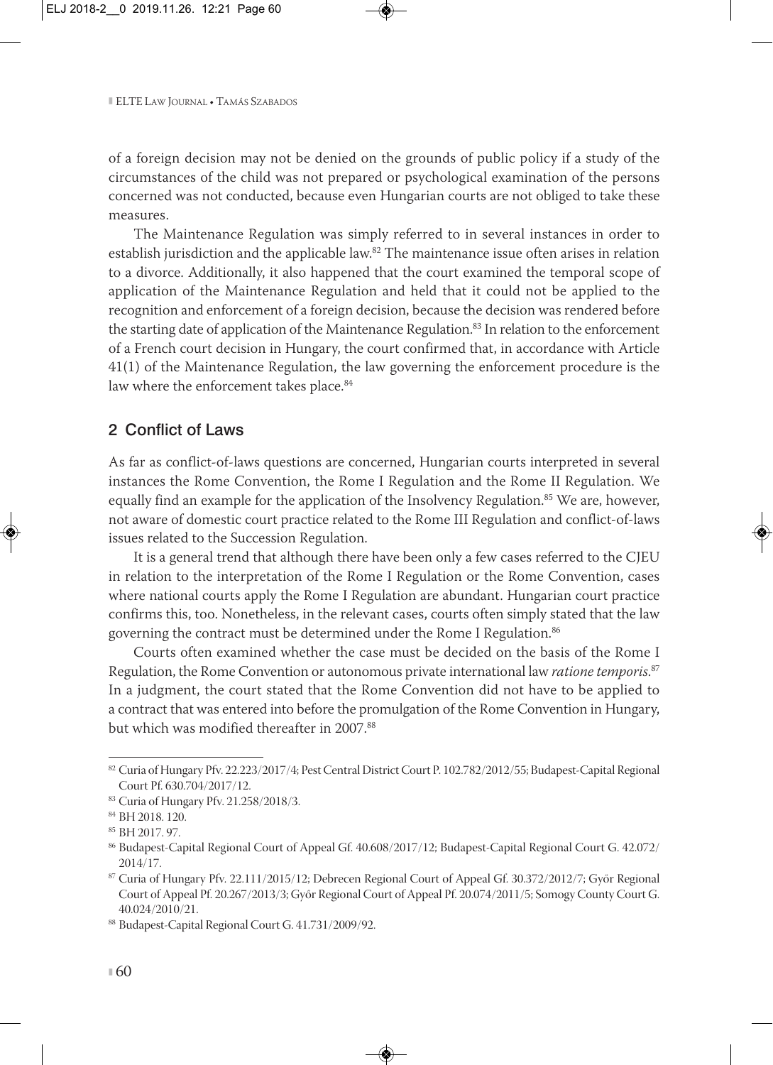of a foreign decision may not be denied on the grounds of public policy if a study of the circumstances of the child was not prepared or psychological examination of the persons concerned was not conducted, because even Hungarian courts are not obliged to take these measures.

The Maintenance Regulation was simply referred to in several instances in order to establish jurisdiction and the applicable law.[82] The maintenance issue often arises in relation to a divorce. Additionally, it also happened that the court examined the temporal scope of application of the Maintenance Regulation and held that it could not be applied to the recognition and enforcement of a foreign decision, because the decision was rendered before the starting date of application of the Maintenance Regulation.[83] In relation to the enforcement of a French court decision in Hungary, the court confirmed that, in accordance with Article 41(1) of the Maintenance Regulation, the law governing the enforcement procedure is the law where the enforcement takes place.[84]

## 2 Conflict of Laws

As far as conflict-of-laws questions are concerned, Hungarian courts interpreted in several instances the Rome Convention, the Rome I Regulation and the Rome II Regulation. We equally find an example for the application of the Insolvency Regulation.[85] We are, however, not aware of domestic court practice related to the Rome III Regulation and conflict-of-laws issues related to the Succession Regulation.

It is a general trend that although there have been only a few cases referred to the CJEU in relation to the interpretation of the Rome I Regulation or the Rome Convention, cases where national courts apply the Rome I Regulation are abundant. Hungarian court practice confirms this, too. Nonetheless, in the relevant cases, courts often simply stated that the law governing the contract must be determined under the Rome I Regulation.[86]

Courts often examined whether the case must be decided on the basis of the Rome I Regulation, the Rome Convention or autonomous private international law *ratione temporis*.[87] In a judgment, the court stated that the Rome Convention did not have to be applied to a contract that was entered into before the promulgation of the Rome Convention in Hungary, but which was modified thereafter in 2007.[88]

---

[82] Curia of Hungary Pfv. 22.223/2017/4; Pest Central District Court P. 102.782/2012/55; Budapest-Capital Regional Court Pf. 630.704/2017/12.

[83] Curia of Hungary Pfv. 21.258/2018/3.

[84] BH 2018. 120.

[85] BH 2017. 97.

[86] Budapest-Capital Regional Court of Appeal Gf. 40.608/2017/12; Budapest-Capital Regional Court G. 42.072/2014/17.

[87] Curia of Hungary Pfv. 22.111/2015/12; Debrecen Regional Court of Appeal Gf. 30.372/2012/7; Győr Regional Court of Appeal Pf. 20.267/2013/3; Győr Regional Court of Appeal Pf. 20.074/2011/5; Somogy County Court G. 40.024/2010/21.

[88] Budapest-Capital Regional Court G. 41.731/2009/92.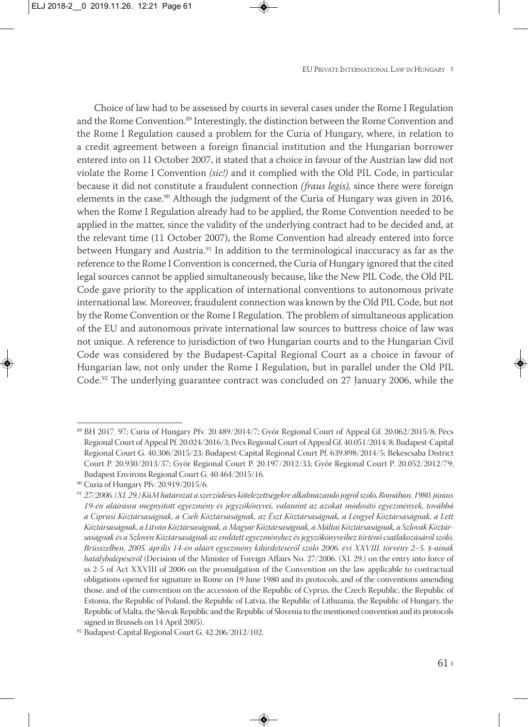Choice of law had to be assessed by courts in several cases under the Rome I Regulation and the Rome Convention.[89] Interestingly, the distinction between the Rome Convention and the Rome I Regulation caused a problem for the Curia of Hungary, where, in relation to a credit agreement between a foreign financial institution and the Hungarian borrower entered into on 11 October 2007, it stated that a choice in favour of the Austrian law did not violate the Rome I Convention *(sic!)* and it complied with the Old PIL Code, in particular because it did not constitute a fraudulent connection *(fraus legis),* since there were foreign elements in the case.[90] Although the judgment of the Curia of Hungary was given in 2016, when the Rome I Regulation already had to be applied, the Rome Convention needed to be applied in the matter, since the validity of the underlying contract had to be decided and, at the relevant time (11 October 2007), the Rome Convention had already entered into force between Hungary and Austria.[91] In addition to the terminological inaccuracy as far as the reference to the Rome I Convention is concerned, the Curia of Hungary ignored that the cited legal sources cannot be applied simultaneously because, like the New PIL Code, the Old PIL Code gave priority to the application of international conventions to autonomous private international law. Moreover, fraudulent connection was known by the Old PIL Code, but not by the Rome Convention or the Rome I Regulation. The problem of simultaneous application of the EU and autonomous private international law sources to buttress choice of law was not unique. A reference to jurisdiction of two Hungarian courts and to the Hungarian Civil Code was considered by the Budapest-Capital Regional Court as a choice in favour of Hungarian law, not only under the Rome I Regulation, but in parallel under the Old PIL Code.[92] The underlying guarantee contract was concluded on 27 January 2006, while the

---

[89] BH 2017. 97; Curia of Hungary Pfv. 20.489/2014/7; Győr Regional Court of Appeal Gf. 20.062/2015/8; Pécs Regional Court of Appeal Pf. 20.024/2016/3; Pécs Regional Court of Appeal Gf. 40.051/2014/8; Budapest-Capital Regional Court G. 40.306/2015/23; Budapest-Capital Regional Court Pf. 639.898/2014/5; Békéscsaba District Court P. 20.930/2013/37; Győr Regional Court P. 20.197/2012/33; Győr Regional Court P. 20.052/2012/79; Budapest Environs Regional Court G. 40.464/2015/16.

[90] Curia of Hungary Pfv. 20.919/2015/6.

[91] *27/2006. (XI. 29.) KüM határozat a szerződéses kötelezettségekre alkalmazandó jogról szóló, Rómában, 1980. június 19-én aláírásra megnyitott egyezmény és jegyzőkönyvei, valamint az azokat módosító egyezmények, továbbá a Ciprusi Köztársaságnak, a Cseh Köztársaságnak, az Észt Köztársaságnak, a Lengyel Köztársaságnak, a Lett Köztársaságnak, a Litván Köztársaságnak, a Magyar Köztársaságnak, a Máltai Köztársaságnak, a Szlovák Köztársaságnak és a Szlovén Köztársaságnak az említett egyezményhez és jegyzőkönyveihez történő csatlakozásáról szóló, Brüsszelben, 2005. április 14-én aláírt egyezmény kihirdetéséről szóló 2006. évi XXVIII. törvény 2–5. §-ainak hatálybalépéséről* (Decision of the Minister of Foreign Affairs No. 27/2006. (XI. 29.) on the entry into force of ss 2-5 of Act XXVIII of 2006 on the promulgation of the Convention on the law applicable to contractual obligations opened for signature in Rome on 19 June 1980 and its protocols, and of the conventions amending those, and of the convention on the accession of the Republic of Cyprus, the Czech Republic, the Republic of Estonia, the Republic of Poland, the Republic of Latvia, the Republic of Lithuania, the Republic of Hungary, the Republic of Malta, the Slovak Republic and the Republic of Slovenia to the mentioned convention and its protocols signed in Brussels on 14 April 2005).

[92] Budapest-Capital Regional Court G. 42.206/2012/102.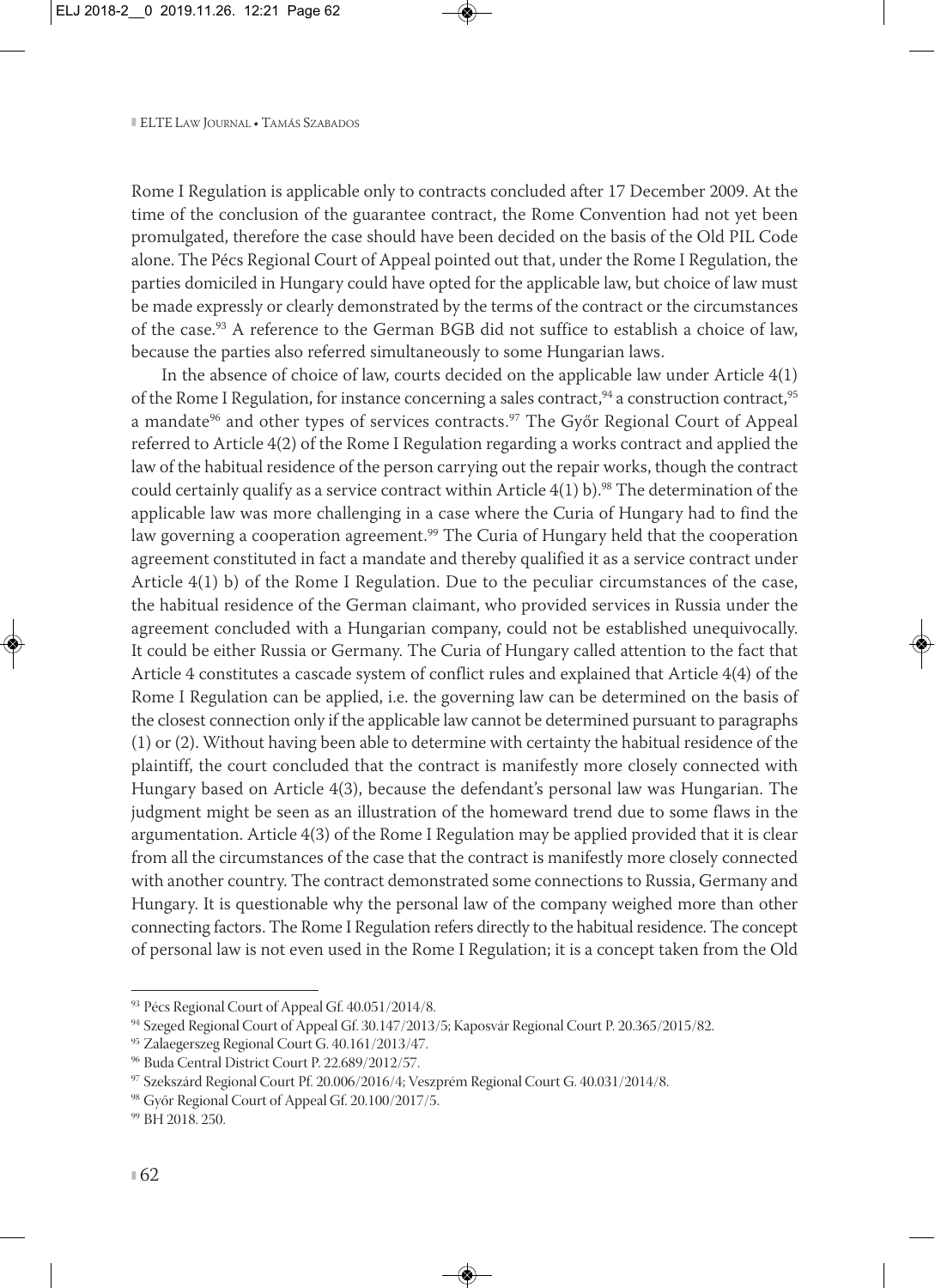Rome I Regulation is applicable only to contracts concluded after 17 December 2009. At the time of the conclusion of the guarantee contract, the Rome Convention had not yet been promulgated, therefore the case should have been decided on the basis of the Old PIL Code alone. The Pécs Regional Court of Appeal pointed out that, under the Rome I Regulation, the parties domiciled in Hungary could have opted for the applicable law, but choice of law must be made expressly or clearly demonstrated by the terms of the contract or the circumstances of the case.[93] A reference to the German BGB did not suffice to establish a choice of law, because the parties also referred simultaneously to some Hungarian laws.

In the absence of choice of law, courts decided on the applicable law under Article 4(1) of the Rome I Regulation, for instance concerning a sales contract,[94] a construction contract,[95] a mandate[96] and other types of services contracts.[97] The Győr Regional Court of Appeal referred to Article 4(2) of the Rome I Regulation regarding a works contract and applied the law of the habitual residence of the person carrying out the repair works, though the contract could certainly qualify as a service contract within Article 4(1) b).[98] The determination of the applicable law was more challenging in a case where the Curia of Hungary had to find the law governing a cooperation agreement.[99] The Curia of Hungary held that the cooperation agreement constituted in fact a mandate and thereby qualified it as a service contract under Article 4(1) b) of the Rome I Regulation. Due to the peculiar circumstances of the case, the habitual residence of the German claimant, who provided services in Russia under the agreement concluded with a Hungarian company, could not be established unequivocally. It could be either Russia or Germany. The Curia of Hungary called attention to the fact that Article 4 constitutes a cascade system of conflict rules and explained that Article 4(4) of the Rome I Regulation can be applied, i.e. the governing law can be determined on the basis of the closest connection only if the applicable law cannot be determined pursuant to paragraphs (1) or (2). Without having been able to determine with certainty the habitual residence of the plaintiff, the court concluded that the contract is manifestly more closely connected with Hungary based on Article 4(3), because the defendant's personal law was Hungarian. The judgment might be seen as an illustration of the homeward trend due to some flaws in the argumentation. Article 4(3) of the Rome I Regulation may be applied provided that it is clear from all the circumstances of the case that the contract is manifestly more closely connected with another country. The contract demonstrated some connections to Russia, Germany and Hungary. It is questionable why the personal law of the company weighed more than other connecting factors. The Rome I Regulation refers directly to the habitual residence. The concept of personal law is not even used in the Rome I Regulation; it is a concept taken from the Old

---

[93] Pécs Regional Court of Appeal Gf. 40.051/2014/8.

[94] Szeged Regional Court of Appeal Gf. 30.147/2013/5; Kaposvár Regional Court P. 20.365/2015/82.

[95] Zalaegerszeg Regional Court G. 40.161/2013/47.

[96] Buda Central District Court P. 22.689/2012/57.

[97] Szekszárd Regional Court Pf. 20.006/2016/4; Veszprém Regional Court G. 40.031/2014/8.

[98] Győr Regional Court of Appeal Gf. 20.100/2017/5.

[99] BH 2018. 250.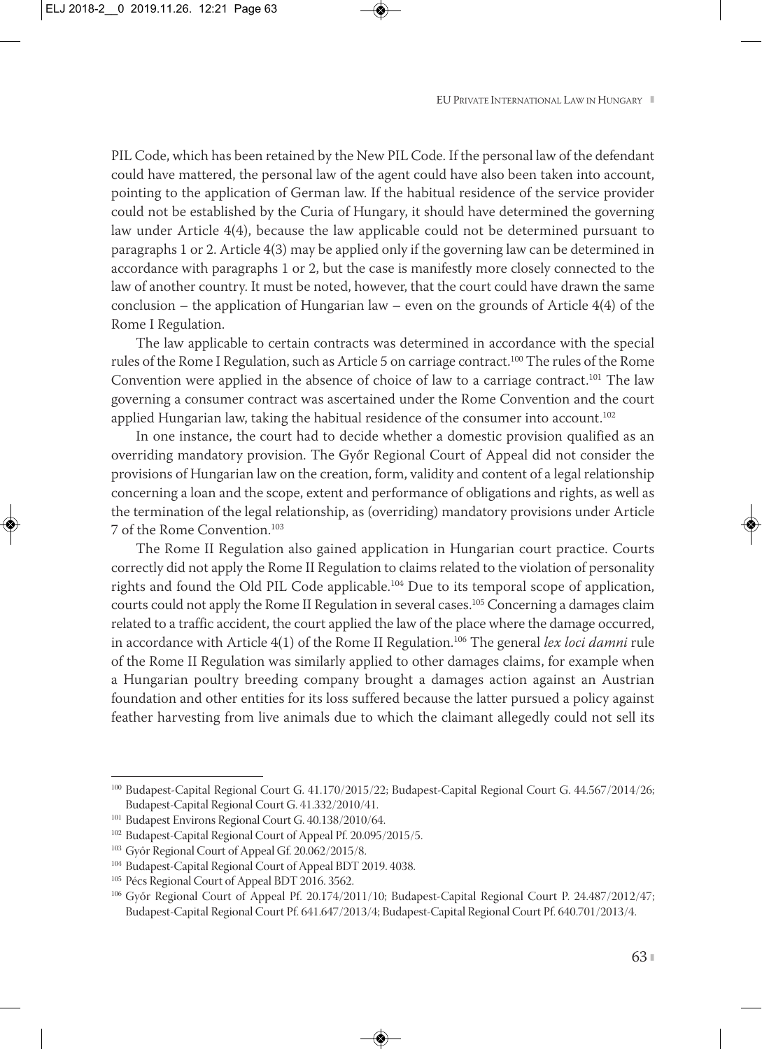PIL Code, which has been retained by the New PIL Code. If the personal law of the defendant could have mattered, the personal law of the agent could have also been taken into account, pointing to the application of German law. If the habitual residence of the service provider could not be established by the Curia of Hungary, it should have determined the governing law under Article 4(4), because the law applicable could not be determined pursuant to paragraphs 1 or 2. Article 4(3) may be applied only if the governing law can be determined in accordance with paragraphs 1 or 2, but the case is manifestly more closely connected to the law of another country. It must be noted, however, that the court could have drawn the same conclusion – the application of Hungarian law – even on the grounds of Article 4(4) of the Rome I Regulation.

The law applicable to certain contracts was determined in accordance with the special rules of the Rome I Regulation, such as Article 5 on carriage contract.[100] The rules of the Rome Convention were applied in the absence of choice of law to a carriage contract.[101] The law governing a consumer contract was ascertained under the Rome Convention and the court applied Hungarian law, taking the habitual residence of the consumer into account.[102]

In one instance, the court had to decide whether a domestic provision qualified as an overriding mandatory provision. The Győr Regional Court of Appeal did not consider the provisions of Hungarian law on the creation, form, validity and content of a legal relationship concerning a loan and the scope, extent and performance of obligations and rights, as well as the termination of the legal relationship, as (overriding) mandatory provisions under Article 7 of the Rome Convention.[103]

The Rome II Regulation also gained application in Hungarian court practice. Courts correctly did not apply the Rome II Regulation to claims related to the violation of personality rights and found the Old PIL Code applicable.[104] Due to its temporal scope of application, courts could not apply the Rome II Regulation in several cases.[105] Concerning a damages claim related to a traffic accident, the court applied the law of the place where the damage occurred, in accordance with Article 4(1) of the Rome II Regulation.[106] The general *lex loci damni* rule of the Rome II Regulation was similarly applied to other damages claims, for example when a Hungarian poultry breeding company brought a damages action against an Austrian foundation and other entities for its loss suffered because the latter pursued a policy against feather harvesting from live animals due to which the claimant allegedly could not sell its

---

[100] Budapest-Capital Regional Court G. 41.170/2015/22; Budapest-Capital Regional Court G. 44.567/2014/26; Budapest-Capital Regional Court G. 41.332/2010/41.

[101] Budapest Environs Regional Court G. 40.138/2010/64.

[102] Budapest-Capital Regional Court of Appeal Pf. 20.095/2015/5.

[103] Győr Regional Court of Appeal Gf. 20.062/2015/8.

[104] Budapest-Capital Regional Court of Appeal BDT 2019. 4038.

[105] Pécs Regional Court of Appeal BDT 2016. 3562.

[106] Győr Regional Court of Appeal Pf. 20.174/2011/10; Budapest-Capital Regional Court P. 24.487/2012/47; Budapest-Capital Regional Court Pf. 641.647/2013/4; Budapest-Capital Regional Court Pf. 640.701/2013/4.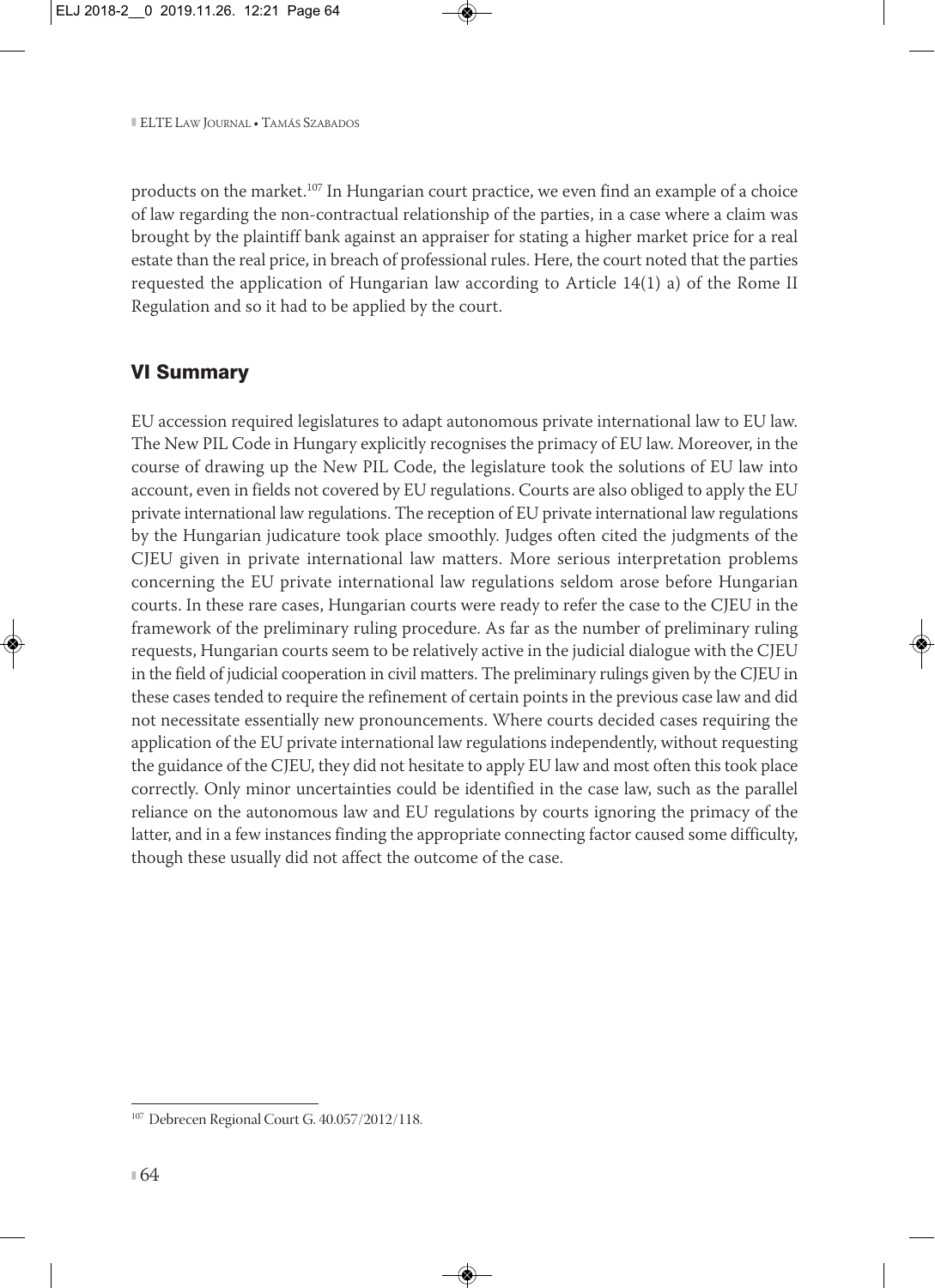products on the market.[107] In Hungarian court practice, we even find an example of a choice of law regarding the non-contractual relationship of the parties, in a case where a claim was brought by the plaintiff bank against an appraiser for stating a higher market price for a real estate than the real price, in breach of professional rules. Here, the court noted that the parties requested the application of Hungarian law according to Article 14(1) a) of the Rome II Regulation and so it had to be applied by the court.

## VI Summary

EU accession required legislatures to adapt autonomous private international law to EU law. The New PIL Code in Hungary explicitly recognises the primacy of EU law. Moreover, in the course of drawing up the New PIL Code, the legislature took the solutions of EU law into account, even in fields not covered by EU regulations. Courts are also obliged to apply the EU private international law regulations. The reception of EU private international law regulations by the Hungarian judicature took place smoothly. Judges often cited the judgments of the CJEU given in private international law matters. More serious interpretation problems concerning the EU private international law regulations seldom arose before Hungarian courts. In these rare cases, Hungarian courts were ready to refer the case to the CJEU in the framework of the preliminary ruling procedure. As far as the number of preliminary ruling requests, Hungarian courts seem to be relatively active in the judicial dialogue with the CJEU in the field of judicial cooperation in civil matters. The preliminary rulings given by the CJEU in these cases tended to require the refinement of certain points in the previous case law and did not necessitate essentially new pronouncements. Where courts decided cases requiring the application of the EU private international law regulations independently, without requesting the guidance of the CJEU, they did not hesitate to apply EU law and most often this took place correctly. Only minor uncertainties could be identified in the case law, such as the parallel reliance on the autonomous law and EU regulations by courts ignoring the primacy of the latter, and in a few instances finding the appropriate connecting factor caused some difficulty, though these usually did not affect the outcome of the case.

[107] Debrecen Regional Court G. 40.057/2012/118.